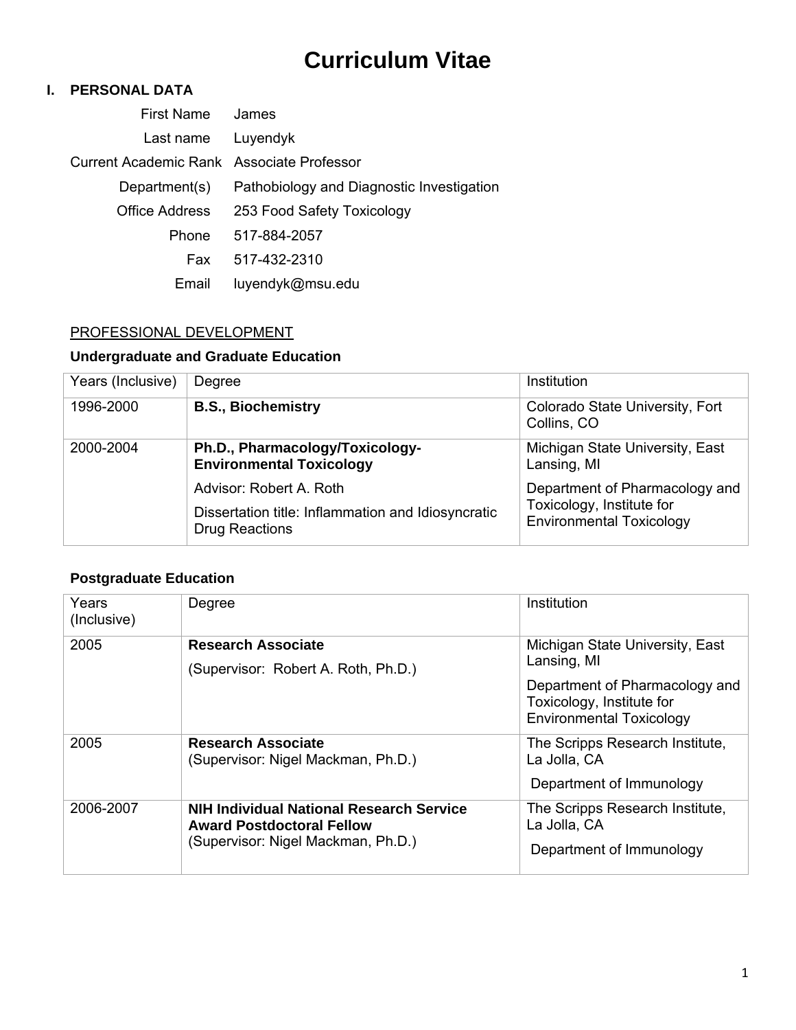# Curriculum Vitae

## I. PERSONAL DATA

| | |
|---|---|
| First Name | James |
| Last name | Luyendyk |
| Current Academic Rank | Associate Professor |
| Department(s) | Pathobiology and Diagnostic Investigation |
| Office Address | 253 Food Safety Toxicology |
| Phone | 517-884-2057 |
| Fax | 517-432-2310 |
| Email | luyendyk@msu.edu |

PROFESSIONAL DEVELOPMENT

### Undergraduate and Graduate Education

| Years (Inclusive) | Degree | Institution |
|---|---|---|
| 1996-2000 | **B.S., Biochemistry** | Colorado State University, Fort Collins, CO |
| 2000-2004 | **Ph.D., Pharmacology/Toxicology-Environmental Toxicology**<br>Advisor: Robert A. Roth<br>Dissertation title: Inflammation and Idiosyncratic Drug Reactions | Michigan State University, East Lansing, MI<br>Department of Pharmacology and Toxicology, Institute for Environmental Toxicology |

### Postgraduate Education

| Years (Inclusive) | Degree | Institution |
|---|---|---|
| 2005 | **Research Associate**<br>(Supervisor: Robert A. Roth, Ph.D.) | Michigan State University, East Lansing, MI<br>Department of Pharmacology and Toxicology, Institute for Environmental Toxicology |
| 2005 | **Research Associate**<br>(Supervisor: Nigel Mackman, Ph.D.) | The Scripps Research Institute, La Jolla, CA<br>Department of Immunology |
| 2006-2007 | **NIH Individual National Research Service Award Postdoctoral Fellow**<br>(Supervisor: Nigel Mackman, Ph.D.) | The Scripps Research Institute, La Jolla, CA<br>Department of Immunology |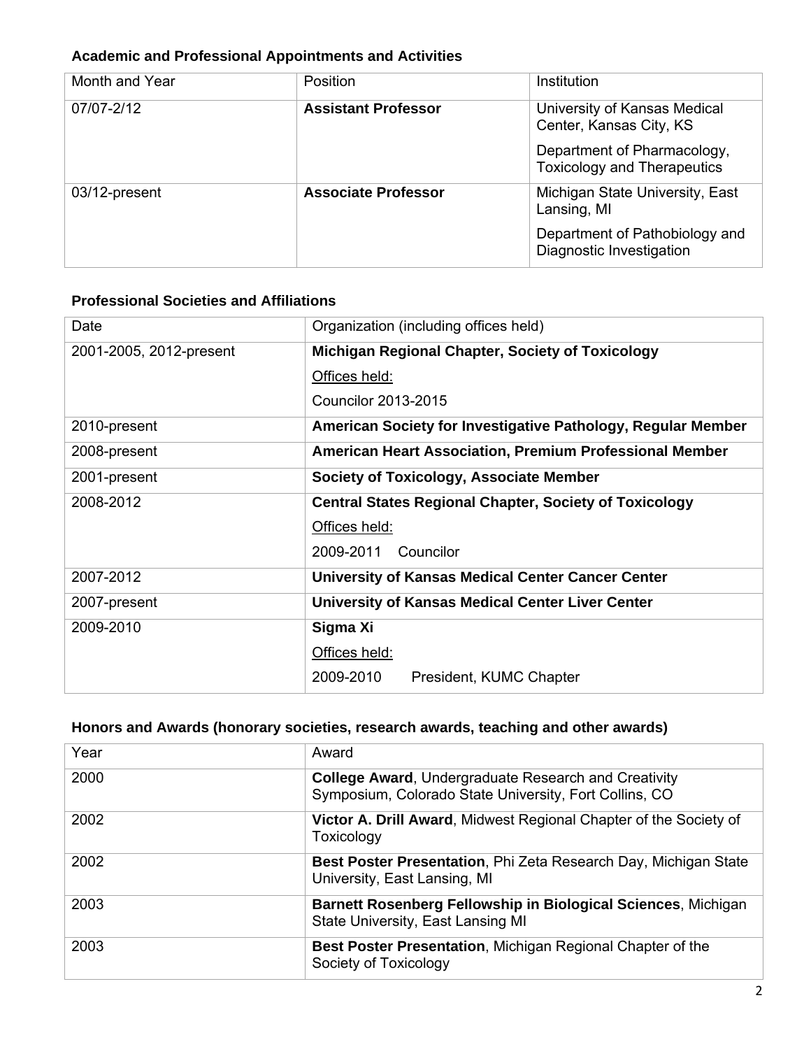### Academic and Professional Appointments and Activities

| Month and Year | Position | Institution |
| --- | --- | --- |
| 07/07-2/12 | **Assistant Professor** | University of Kansas Medical Center, Kansas City, KS<br><br>Department of Pharmacology, Toxicology and Therapeutics |
| 03/12-present | **Associate Professor** | Michigan State University, East Lansing, MI<br><br>Department of Pathobiology and Diagnostic Investigation |

### Professional Societies and Affiliations

| Date | Organization (including offices held) |
| --- | --- |
| 2001-2005, 2012-present | **Michigan Regional Chapter, Society of Toxicology**<br>Offices held:<br>Councilor 2013-2015 |
| 2010-present | **American Society for Investigative Pathology, Regular Member** |
| 2008-present | **American Heart Association, Premium Professional Member** |
| 2001-present | **Society of Toxicology, Associate Member** |
| 2008-2012 | **Central States Regional Chapter, Society of Toxicology**<br>Offices held:<br>2009-2011 Councilor |
| 2007-2012 | **University of Kansas Medical Center Cancer Center** |
| 2007-present | **University of Kansas Medical Center Liver Center** |
| 2009-2010 | **Sigma Xi**<br>Offices held:<br>2009-2010 President, KUMC Chapter |

### Honors and Awards (honorary societies, research awards, teaching and other awards)

| Year | Award |
| --- | --- |
| 2000 | **College Award**, Undergraduate Research and Creativity Symposium, Colorado State University, Fort Collins, CO |
| 2002 | **Victor A. Drill Award**, Midwest Regional Chapter of the Society of Toxicology |
| 2002 | **Best Poster Presentation**, Phi Zeta Research Day, Michigan State University, East Lansing, MI |
| 2003 | **Barnett Rosenberg Fellowship in Biological Sciences**, Michigan State University, East Lansing MI |
| 2003 | **Best Poster Presentation**, Michigan Regional Chapter of the Society of Toxicology |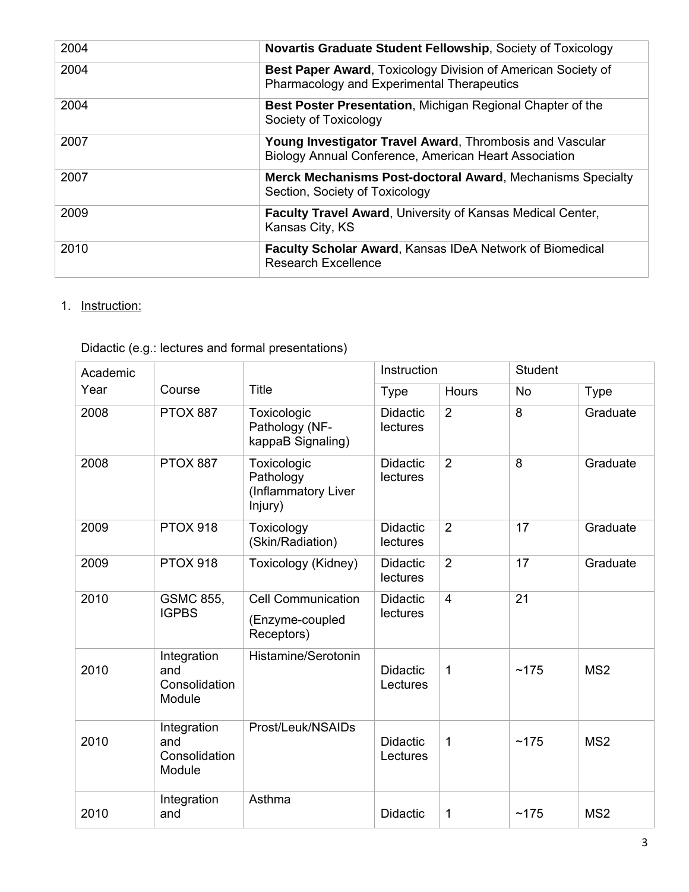| | |
|---|---|
| 2004 | **Novartis Graduate Student Fellowship**, Society of Toxicology |
| 2004 | **Best Paper Award**, Toxicology Division of American Society of Pharmacology and Experimental Therapeutics |
| 2004 | **Best Poster Presentation**, Michigan Regional Chapter of the Society of Toxicology |
| 2007 | **Young Investigator Travel Award**, Thrombosis and Vascular Biology Annual Conference, American Heart Association |
| 2007 | **Merck Mechanisms Post-doctoral Award**, Mechanisms Specialty Section, Society of Toxicology |
| 2009 | **Faculty Travel Award**, University of Kansas Medical Center, Kansas City, KS |
| 2010 | **Faculty Scholar Award**, Kansas IDeA Network of Biomedical Research Excellence |

1. Instruction:

Didactic (e.g.: lectures and formal presentations)

| Academic Year | Course | Title | Instruction | | Student | |
|---|---|---|---|---|---|---|
| | | | Type | Hours | No | Type |
| 2008 | PTOX 887 | Toxicologic Pathology (NF-kappaB Signaling) | Didactic lectures | 2 | 8 | Graduate |
| 2008 | PTOX 887 | Toxicologic Pathology (Inflammatory Liver Injury) | Didactic lectures | 2 | 8 | Graduate |
| 2009 | PTOX 918 | Toxicology (Skin/Radiation) | Didactic lectures | 2 | 17 | Graduate |
| 2009 | PTOX 918 | Toxicology (Kidney) | Didactic lectures | 2 | 17 | Graduate |
| 2010 | GSMC 855, IGPBS | Cell Communication (Enzyme-coupled Receptors) | Didactic lectures | 4 | 21 | |
| 2010 | Integration and Consolidation Module | Histamine/Serotonin | Didactic Lectures | 1 | ~175 | MS2 |
| 2010 | Integration and Consolidation Module | Prost/Leuk/NSAIDs | Didactic Lectures | 1 | ~175 | MS2 |
| 2010 | Integration and | Asthma | Didactic | 1 | ~175 | MS2 |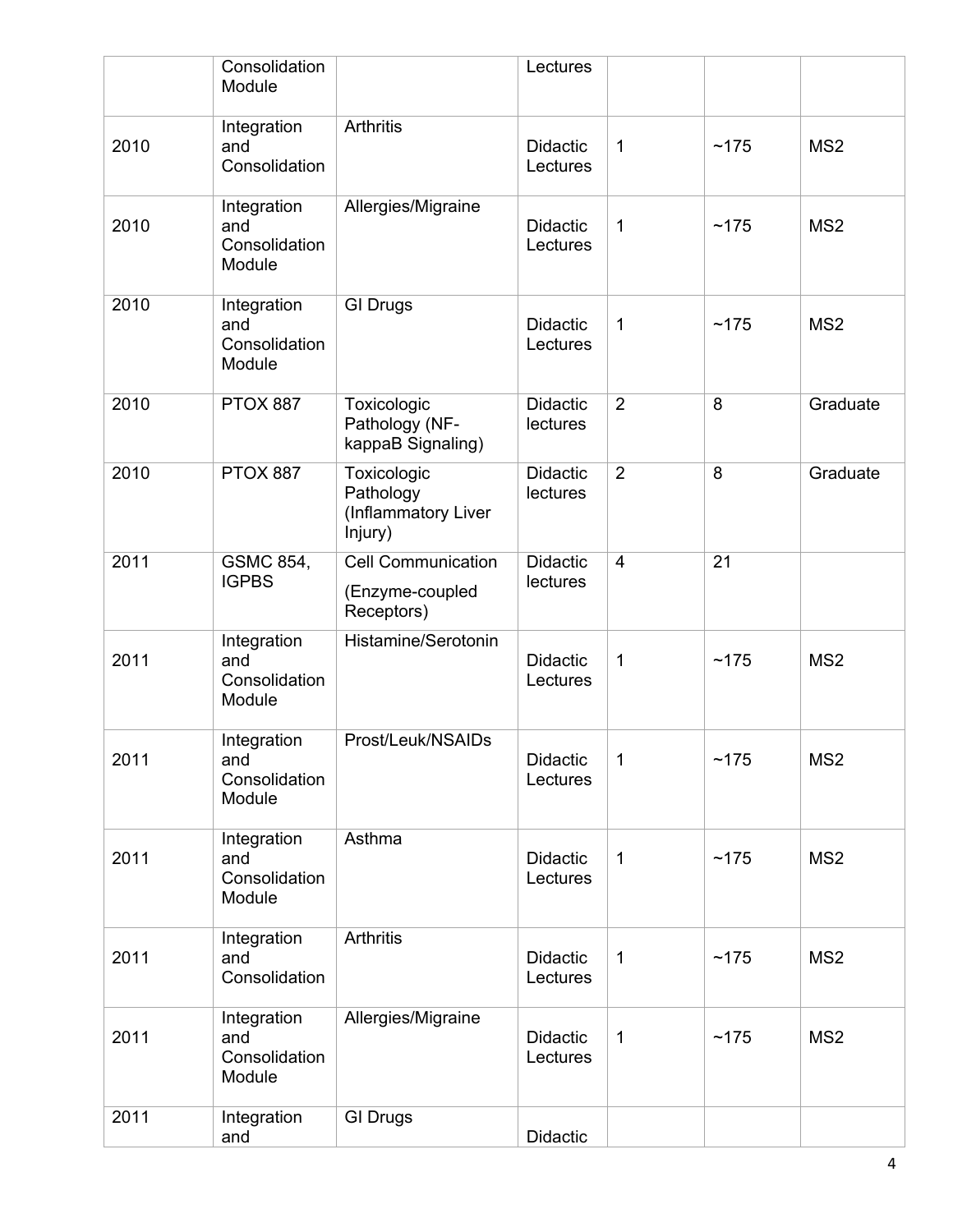| | | | | | | |
|---|---|---|---|---|---|---|
| | Consolidation Module | | Lectures | | | |
| 2010 | Integration and Consolidation | Arthritis | Didactic Lectures | 1 | ~175 | MS2 |
| 2010 | Integration and Consolidation Module | Allergies/Migraine | Didactic Lectures | 1 | ~175 | MS2 |
| 2010 | Integration and Consolidation Module | GI Drugs | Didactic Lectures | 1 | ~175 | MS2 |
| 2010 | PTOX 887 | Toxicologic Pathology (NF-kappaB Signaling) | Didactic lectures | 2 | 8 | Graduate |
| 2010 | PTOX 887 | Toxicologic Pathology (Inflammatory Liver Injury) | Didactic lectures | 2 | 8 | Graduate |
| 2011 | GSMC 854, IGPBS | Cell Communication (Enzyme-coupled Receptors) | Didactic lectures | 4 | 21 | |
| 2011 | Integration and Consolidation Module | Histamine/Serotonin | Didactic Lectures | 1 | ~175 | MS2 |
| 2011 | Integration and Consolidation Module | Prost/Leuk/NSAIDs | Didactic Lectures | 1 | ~175 | MS2 |
| 2011 | Integration and Consolidation Module | Asthma | Didactic Lectures | 1 | ~175 | MS2 |
| 2011 | Integration and Consolidation | Arthritis | Didactic Lectures | 1 | ~175 | MS2 |
| 2011 | Integration and Consolidation Module | Allergies/Migraine | Didactic Lectures | 1 | ~175 | MS2 |
| 2011 | Integration and | GI Drugs | Didactic | | | |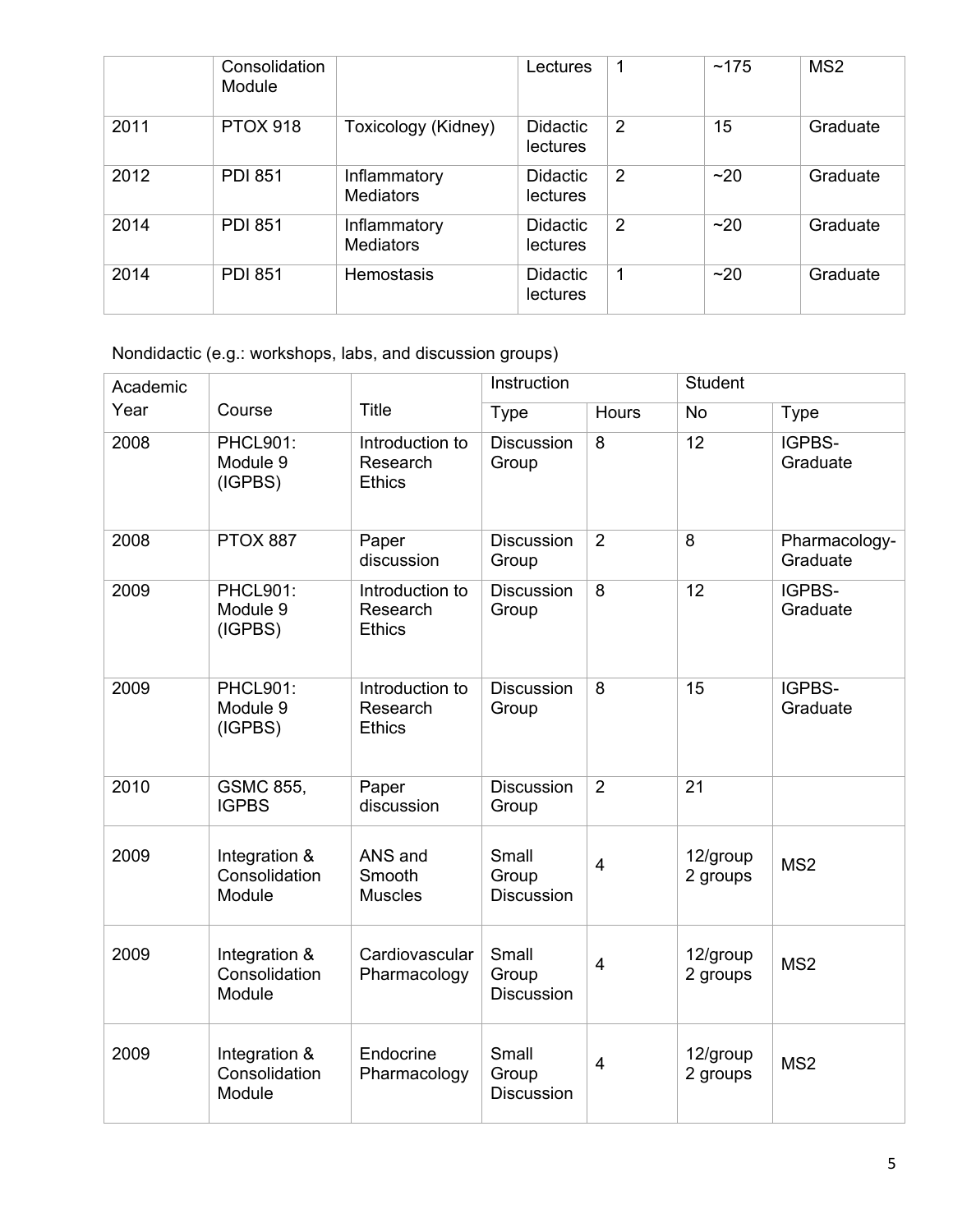|  | Consolidation Module |  | Lectures | 1 | ~175 | MS2 |
|---|---|---|---|---|---|---|
| 2011 | PTOX 918 | Toxicology (Kidney) | Didactic lectures | 2 | 15 | Graduate |
| 2012 | PDI 851 | Inflammatory Mediators | Didactic lectures | 2 | ~20 | Graduate |
| 2014 | PDI 851 | Inflammatory Mediators | Didactic lectures | 2 | ~20 | Graduate |
| 2014 | PDI 851 | Hemostasis | Didactic lectures | 1 | ~20 | Graduate |

Nondidactic (e.g.: workshops, labs, and discussion groups)

| Academic Year | Course | Title | Instruction |  | Student |  |
|---|---|---|---|---|---|---|
|  |  |  | Type | Hours | No | Type |
| 2008 | PHCL901: Module 9 (IGPBS) | Introduction to Research Ethics | Discussion Group | 8 | 12 | IGPBS-Graduate |
| 2008 | PTOX 887 | Paper discussion | Discussion Group | 2 | 8 | Pharmacology-Graduate |
| 2009 | PHCL901: Module 9 (IGPBS) | Introduction to Research Ethics | Discussion Group | 8 | 12 | IGPBS-Graduate |
| 2009 | PHCL901: Module 9 (IGPBS) | Introduction to Research Ethics | Discussion Group | 8 | 15 | IGPBS-Graduate |
| 2010 | GSMC 855, IGPBS | Paper discussion | Discussion Group | 2 | 21 |  |
| 2009 | Integration & Consolidation Module | ANS and Smooth Muscles | Small Group Discussion | 4 | 12/group 2 groups | MS2 |
| 2009 | Integration & Consolidation Module | Cardiovascular Pharmacology | Small Group Discussion | 4 | 12/group 2 groups | MS2 |
| 2009 | Integration & Consolidation Module | Endocrine Pharmacology | Small Group Discussion | 4 | 12/group 2 groups | MS2 |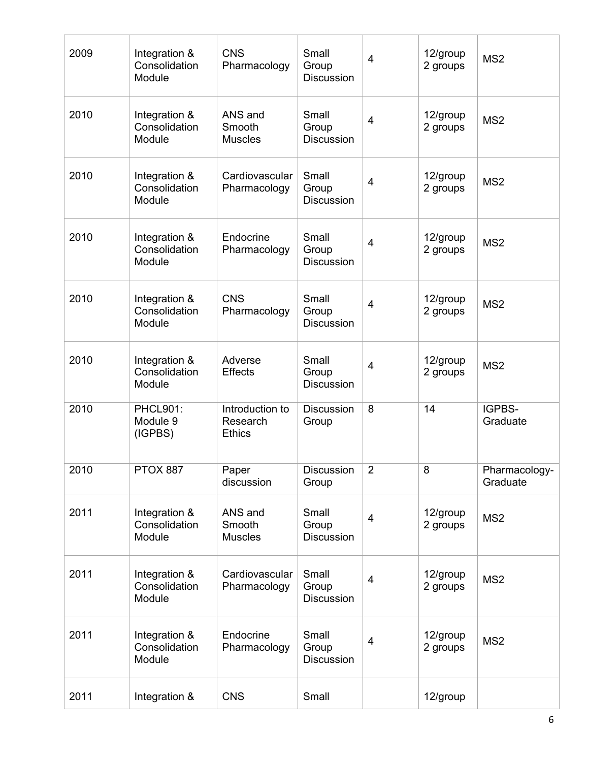| | | | | | | |
|---|---|---|---|---|---|---|
| 2009 | Integration & Consolidation Module | CNS Pharmacology | Small Group Discussion | 4 | 12/group 2 groups | MS2 |
| 2010 | Integration & Consolidation Module | ANS and Smooth Muscles | Small Group Discussion | 4 | 12/group 2 groups | MS2 |
| 2010 | Integration & Consolidation Module | Cardiovascular Pharmacology | Small Group Discussion | 4 | 12/group 2 groups | MS2 |
| 2010 | Integration & Consolidation Module | Endocrine Pharmacology | Small Group Discussion | 4 | 12/group 2 groups | MS2 |
| 2010 | Integration & Consolidation Module | CNS Pharmacology | Small Group Discussion | 4 | 12/group 2 groups | MS2 |
| 2010 | Integration & Consolidation Module | Adverse Effects | Small Group Discussion | 4 | 12/group 2 groups | MS2 |
| 2010 | PHCL901: Module 9 (IGPBS) | Introduction to Research Ethics | Discussion Group | 8 | 14 | IGPBS-Graduate |
| 2010 | PTOX 887 | Paper discussion | Discussion Group | 2 | 8 | Pharmacology-Graduate |
| 2011 | Integration & Consolidation Module | ANS and Smooth Muscles | Small Group Discussion | 4 | 12/group 2 groups | MS2 |
| 2011 | Integration & Consolidation Module | Cardiovascular Pharmacology | Small Group Discussion | 4 | 12/group 2 groups | MS2 |
| 2011 | Integration & Consolidation Module | Endocrine Pharmacology | Small Group Discussion | 4 | 12/group 2 groups | MS2 |
| 2011 | Integration & | CNS | Small | | 12/group | |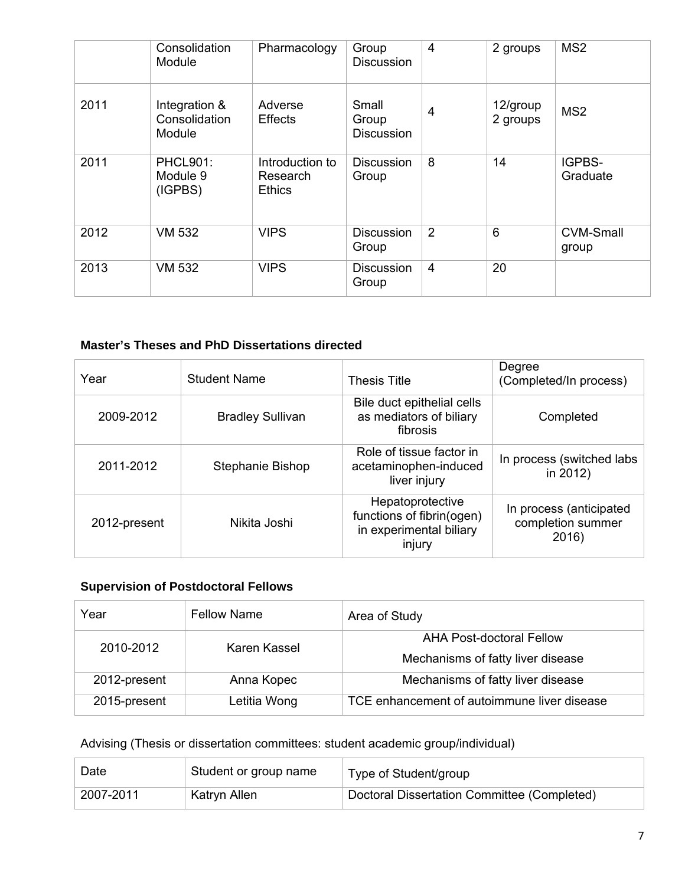|  | Consolidation Module | Pharmacology | Group Discussion | 4 | 2 groups | MS2 |
|---|---|---|---|---|---|---|
| 2011 | Integration & Consolidation Module | Adverse Effects | Small Group Discussion | 4 | 12/group 2 groups | MS2 |
| 2011 | PHCL901: Module 9 (IGPBS) | Introduction to Research Ethics | Discussion Group | 8 | 14 | IGPBS-Graduate |
| 2012 | VM 532 | VIPS | Discussion Group | 2 | 6 | CVM-Small group |
| 2013 | VM 532 | VIPS | Discussion Group | 4 | 20 |  |

**Master's Theses and PhD Dissertations directed**

| Year | Student Name | Thesis Title | Degree (Completed/In process) |
|---|---|---|---|
| 2009-2012 | Bradley Sullivan | Bile duct epithelial cells as mediators of biliary fibrosis | Completed |
| 2011-2012 | Stephanie Bishop | Role of tissue factor in acetaminophen-induced liver injury | In process (switched labs in 2012) |
| 2012-present | Nikita Joshi | Hepatoprotective functions of fibrin(ogen) in experimental biliary injury | In process (anticipated completion summer 2016) |

**Supervision of Postdoctoral Fellows**

| Year | Fellow Name | Area of Study |
|---|---|---|
| 2010-2012 | Karen Kassel | AHA Post-doctoral Fellow<br>Mechanisms of fatty liver disease |
| 2012-present | Anna Kopec | Mechanisms of fatty liver disease |
| 2015-present | Letitia Wong | TCE enhancement of autoimmune liver disease |

Advising (Thesis or dissertation committees: student academic group/individual)

| Date | Student or group name | Type of Student/group |
|---|---|---|
| 2007-2011 | Katryn Allen | Doctoral Dissertation Committee (Completed) |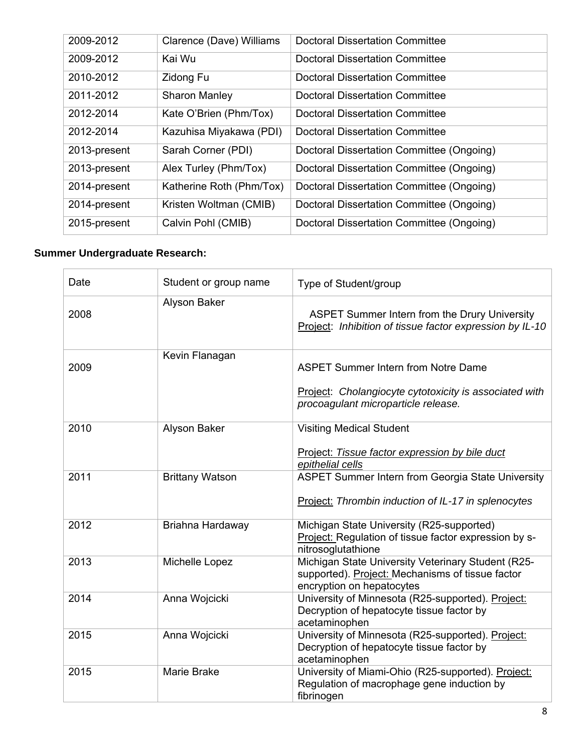| 2009-2012 | Clarence (Dave) Williams | Doctoral Dissertation Committee |
|---|---|---|
| 2009-2012 | Kai Wu | Doctoral Dissertation Committee |
| 2010-2012 | Zidong Fu | Doctoral Dissertation Committee |
| 2011-2012 | Sharon Manley | Doctoral Dissertation Committee |
| 2012-2014 | Kate O'Brien (Phm/Tox) | Doctoral Dissertation Committee |
| 2012-2014 | Kazuhisa Miyakawa (PDI) | Doctoral Dissertation Committee |
| 2013-present | Sarah Corner (PDI) | Doctoral Dissertation Committee (Ongoing) |
| 2013-present | Alex Turley (Phm/Tox) | Doctoral Dissertation Committee (Ongoing) |
| 2014-present | Katherine Roth (Phm/Tox) | Doctoral Dissertation Committee (Ongoing) |
| 2014-present | Kristen Woltman (CMIB) | Doctoral Dissertation Committee (Ongoing) |
| 2015-present | Calvin Pohl (CMIB) | Doctoral Dissertation Committee (Ongoing) |

**Summer Undergraduate Research:**

| Date | Student or group name | Type of Student/group |
|---|---|---|
| 2008 | Alyson Baker | ASPET Summer Intern from the Drury University<br>Project: *Inhibition of tissue factor expression by IL-10* |
| 2009 | Kevin Flanagan | ASPET Summer Intern from Notre Dame<br><br>Project: *Cholangiocyte cytotoxicity is associated with procoagulant microparticle release.* |
| 2010 | Alyson Baker | Visiting Medical Student<br><br>Project: *Tissue factor expression by bile duct epithelial cells* |
| 2011 | Brittany Watson | ASPET Summer Intern from Georgia State University<br><br>Project: *Thrombin induction of IL-17 in splenocytes* |
| 2012 | Briahna Hardaway | Michigan State University (R25-supported)<br>Project: Regulation of tissue factor expression by s-nitrosoglutathione |
| 2013 | Michelle Lopez | Michigan State University Veterinary Student (R25-supported). Project: Mechanisms of tissue factor encryption on hepatocytes |
| 2014 | Anna Wojcicki | University of Minnesota (R25-supported). Project: Decryption of hepatocyte tissue factor by acetaminophen |
| 2015 | Anna Wojcicki | University of Minnesota (R25-supported). Project: Decryption of hepatocyte tissue factor by acetaminophen |
| 2015 | Marie Brake | University of Miami-Ohio (R25-supported). Project: Regulation of macrophage gene induction by fibrinogen |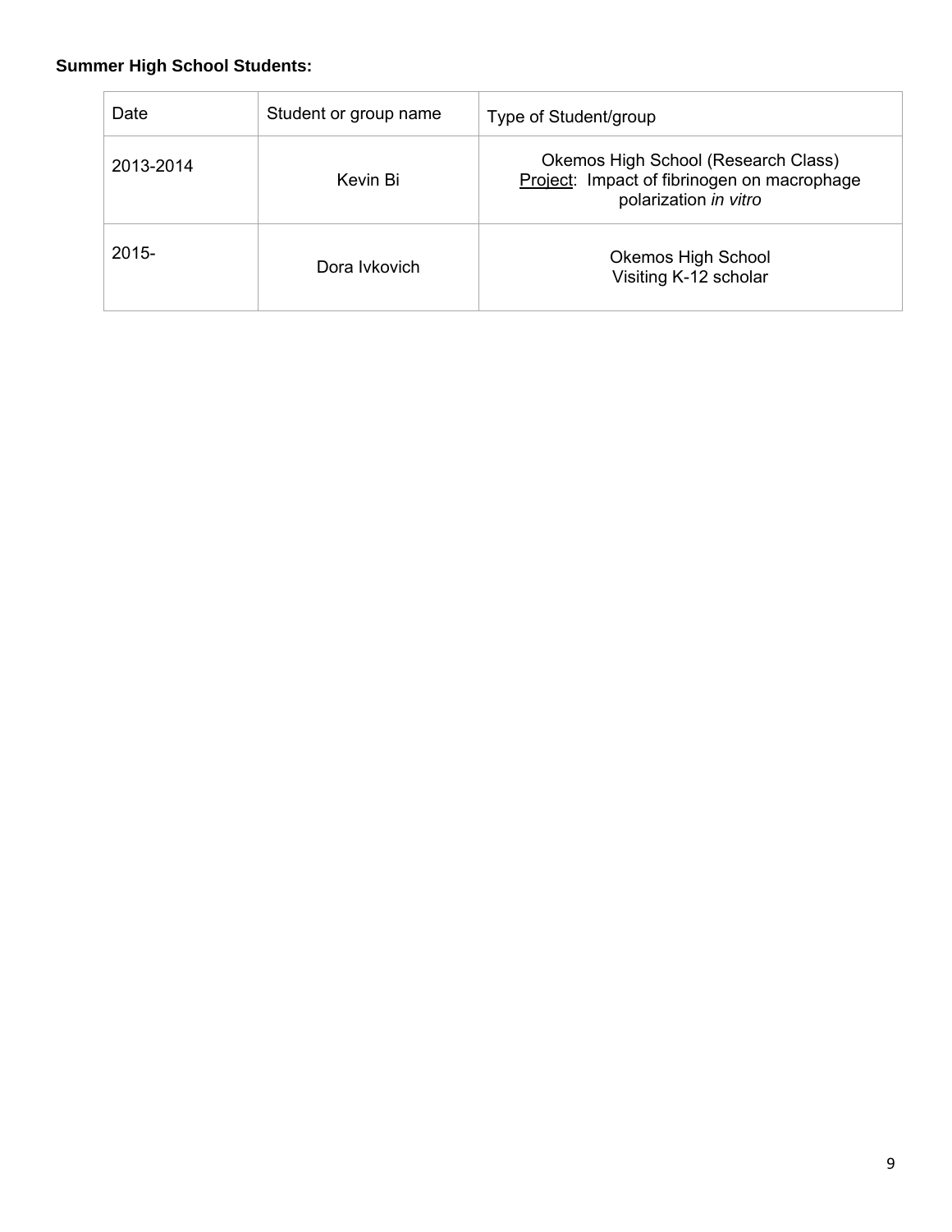**Summer High School Students:**

| Date | Student or group name | Type of Student/group |
|---|---|---|
| 2013-2014 | Kevin Bi | Okemos High School (Research Class)<br>Project: Impact of fibrinogen on macrophage polarization *in vitro* |
| 2015- | Dora Ivkovich | Okemos High School<br>Visiting K-12 scholar |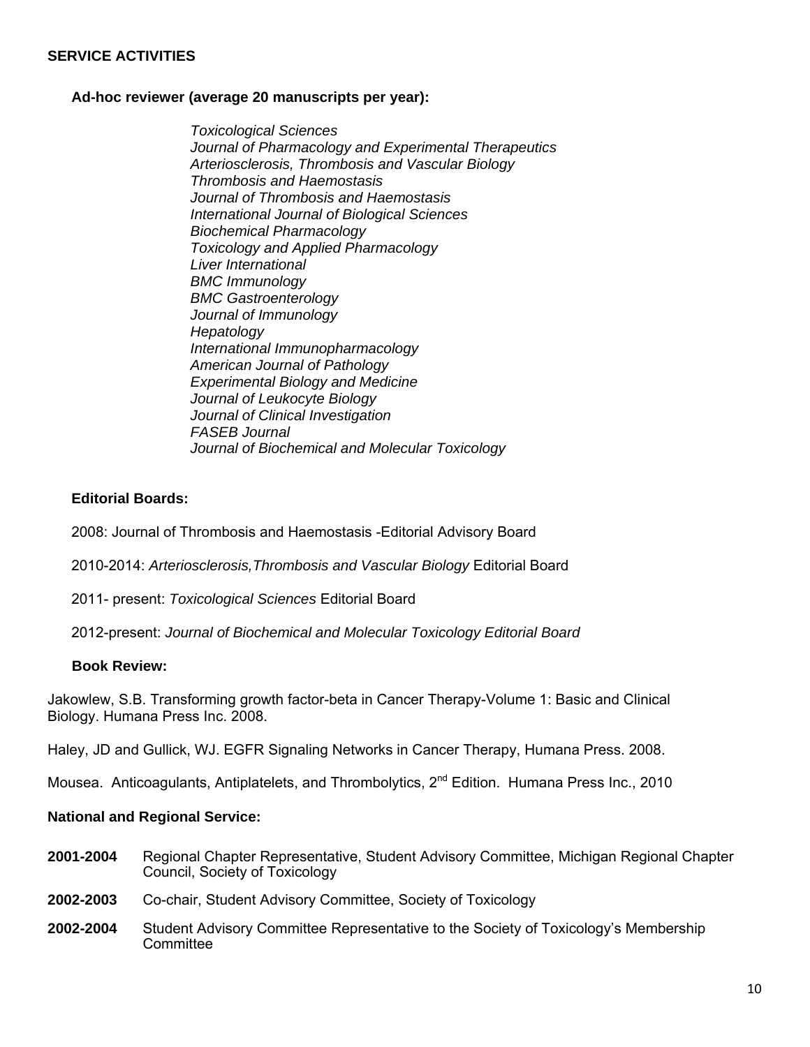## SERVICE ACTIVITIES

### Ad-hoc reviewer (average 20 manuscripts per year):

*Toxicological Sciences*
*Journal of Pharmacology and Experimental Therapeutics*
*Arteriosclerosis, Thrombosis and Vascular Biology*
*Thrombosis and Haemostasis*
*Journal of Thrombosis and Haemostasis*
*International Journal of Biological Sciences*
*Biochemical Pharmacology*
*Toxicology and Applied Pharmacology*
*Liver International*
*BMC Immunology*
*BMC Gastroenterology*
*Journal of Immunology*
*Hepatology*
*International Immunopharmacology*
*American Journal of Pathology*
*Experimental Biology and Medicine*
*Journal of Leukocyte Biology*
*Journal of Clinical Investigation*
*FASEB Journal*
*Journal of Biochemical and Molecular Toxicology*

### Editorial Boards:

2008: Journal of Thrombosis and Haemostasis -Editorial Advisory Board

2010-2014: *Arteriosclerosis,Thrombosis and Vascular Biology* Editorial Board

2011- present: *Toxicological Sciences* Editorial Board

2012-present: *Journal of Biochemical and Molecular Toxicology Editorial Board*

### Book Review:

Jakowlew, S.B. Transforming growth factor-beta in Cancer Therapy-Volume 1: Basic and Clinical Biology. Humana Press Inc. 2008.

Haley, JD and Gullick, WJ. EGFR Signaling Networks in Cancer Therapy, Humana Press. 2008.

Mousea. Anticoagulants, Antiplatelets, and Thrombolytics, 2nd Edition. Humana Press Inc., 2010

### National and Regional Service:

**2001-2004** Regional Chapter Representative, Student Advisory Committee, Michigan Regional Chapter Council, Society of Toxicology

**2002-2003** Co-chair, Student Advisory Committee, Society of Toxicology

**2002-2004** Student Advisory Committee Representative to the Society of Toxicology's Membership Committee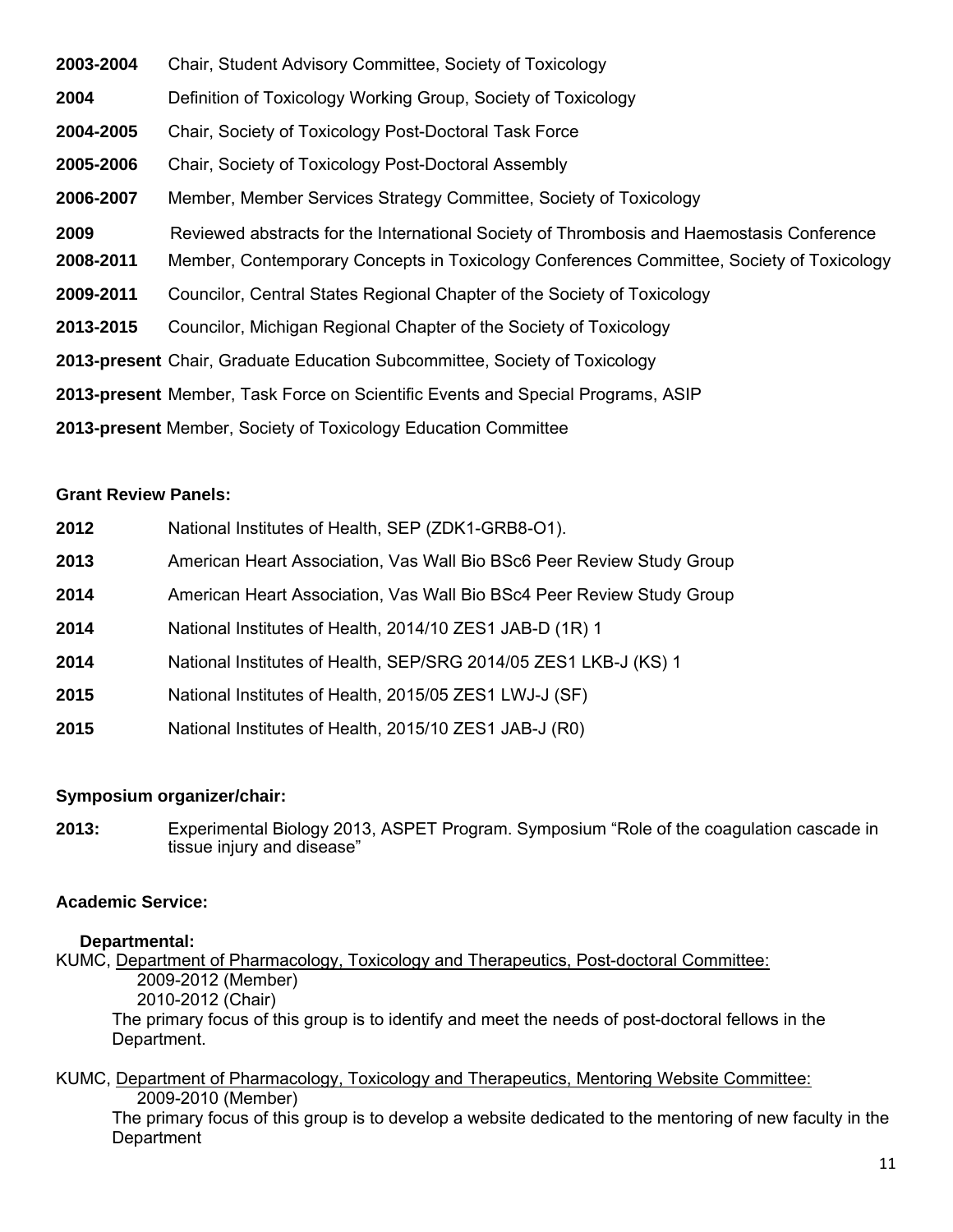**2003-2004** Chair, Student Advisory Committee, Society of Toxicology

**2004** Definition of Toxicology Working Group, Society of Toxicology

**2004-2005** Chair, Society of Toxicology Post-Doctoral Task Force

**2005-2006** Chair, Society of Toxicology Post-Doctoral Assembly

**2006-2007** Member, Member Services Strategy Committee, Society of Toxicology

**2009** Reviewed abstracts for the International Society of Thrombosis and Haemostasis Conference

**2008-2011** Member, Contemporary Concepts in Toxicology Conferences Committee, Society of Toxicology

**2009-2011** Councilor, Central States Regional Chapter of the Society of Toxicology

**2013-2015** Councilor, Michigan Regional Chapter of the Society of Toxicology

**2013-present** Chair, Graduate Education Subcommittee, Society of Toxicology

**2013-present** Member, Task Force on Scientific Events and Special Programs, ASIP

**2013-present** Member, Society of Toxicology Education Committee

### Grant Review Panels:

**2012** National Institutes of Health, SEP (ZDK1-GRB8-O1).

**2013** American Heart Association, Vas Wall Bio BSc6 Peer Review Study Group

**2014** American Heart Association, Vas Wall Bio BSc4 Peer Review Study Group

**2014** National Institutes of Health, 2014/10 ZES1 JAB-D (1R) 1

**2014** National Institutes of Health, SEP/SRG 2014/05 ZES1 LKB-J (KS) 1

**2015** National Institutes of Health, 2015/05 ZES1 LWJ-J (SF)

**2015** National Institutes of Health, 2015/10 ZES1 JAB-J (R0)

### Symposium organizer/chair:

**2013:** Experimental Biology 2013, ASPET Program. Symposium "Role of the coagulation cascade in tissue injury and disease"

### Academic Service:

#### Departmental:

KUMC, Department of Pharmacology, Toxicology and Therapeutics, Post-doctoral Committee:

2009-2012 (Member)
2010-2012 (Chair)

The primary focus of this group is to identify and meet the needs of post-doctoral fellows in the Department.

KUMC, Department of Pharmacology, Toxicology and Therapeutics, Mentoring Website Committee:

2009-2010 (Member)

The primary focus of this group is to develop a website dedicated to the mentoring of new faculty in the Department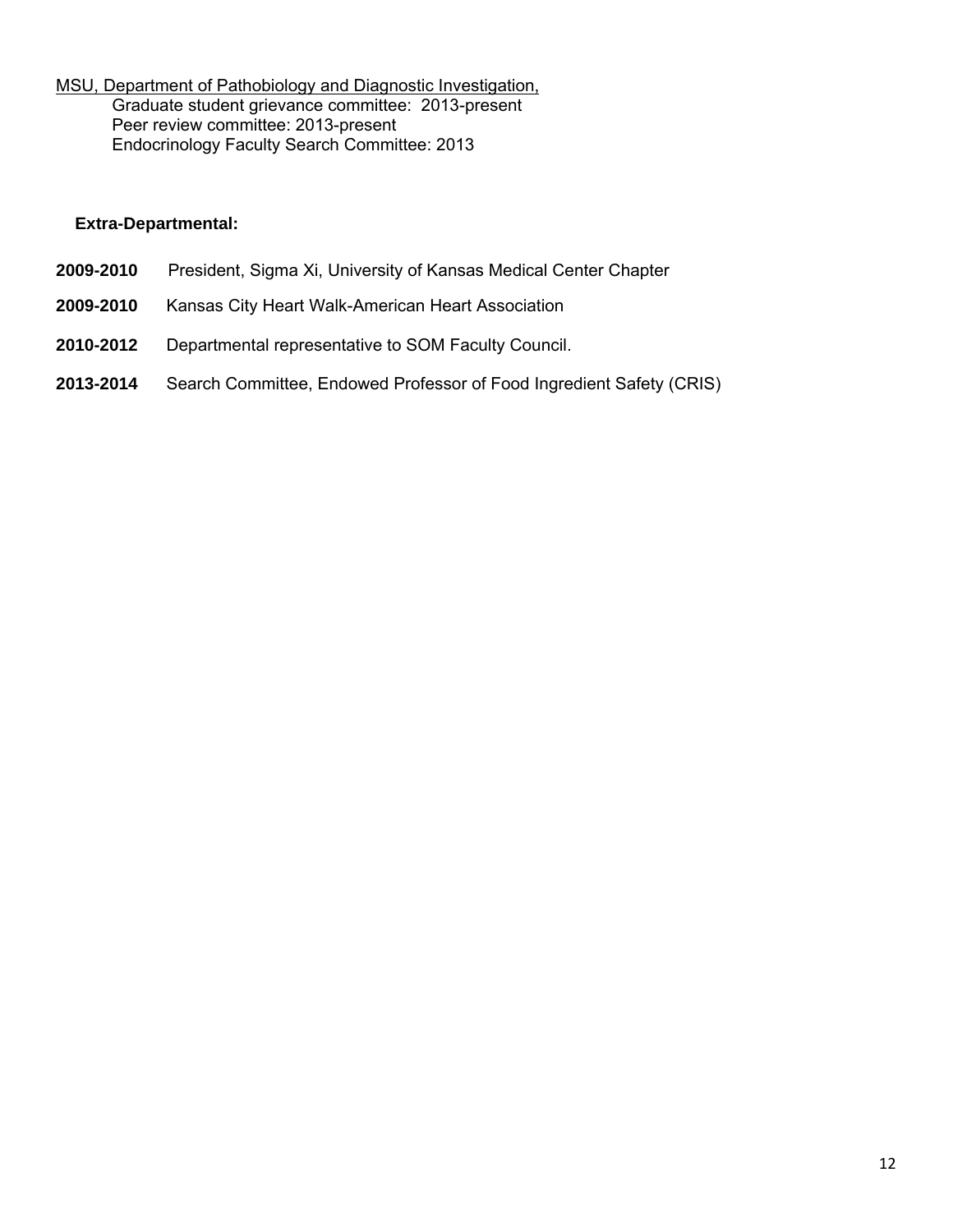<u>MSU, Department of Pathobiology and Diagnostic Investigation,</u>

Graduate student grievance committee: 2013-present
Peer review committee: 2013-present
Endocrinology Faculty Search Committee: 2013

**Extra-Departmental:**

**2009-2010** President, Sigma Xi, University of Kansas Medical Center Chapter

**2009-2010** Kansas City Heart Walk-American Heart Association

**2010-2012** Departmental representative to SOM Faculty Council.

**2013-2014** Search Committee, Endowed Professor of Food Ingredient Safety (CRIS)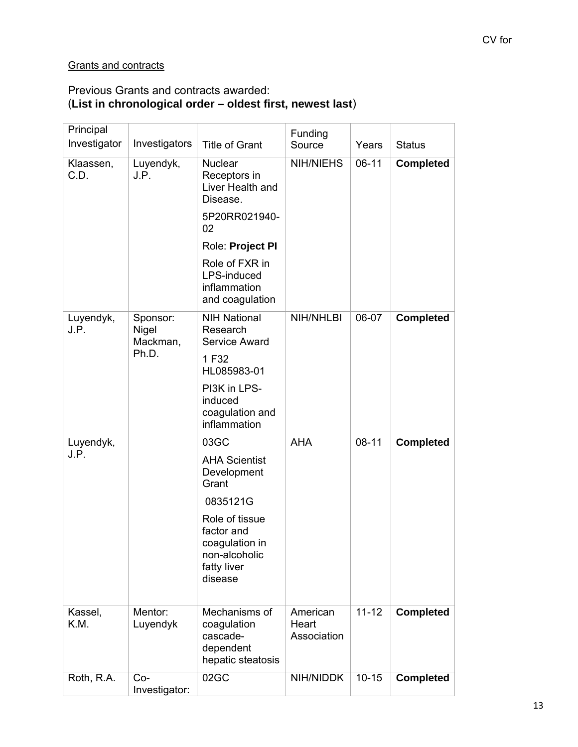Grants and contracts

Previous Grants and contracts awarded:
(**List in chronological order – oldest first, newest last**)

| Principal Investigator | Investigators | Title of Grant | Funding Source | Years | Status |
|---|---|---|---|---|---|
| Klaassen, C.D. | Luyendyk, J.P. | Nuclear Receptors in Liver Health and Disease. 5P20RR021940-02 Role: **Project PI** Role of FXR in LPS-induced inflammation and coagulation | NIH/NIEHS | 06-11 | **Completed** |
| Luyendyk, J.P. | Sponsor: Nigel Mackman, Ph.D. | NIH National Research Service Award 1 F32 HL085983-01 PI3K in LPS-induced coagulation and inflammation | NIH/NHLBI | 06-07 | **Completed** |
| Luyendyk, J.P. | | 03GC AHA Scientist Development Grant 0835121G Role of tissue factor and coagulation in non-alcoholic fatty liver disease | AHA | 08-11 | **Completed** |
| Kassel, K.M. | Mentor: Luyendyk | Mechanisms of coagulation cascade-dependent hepatic steatosis | American Heart Association | 11-12 | **Completed** |
| Roth, R.A. | Co-Investigator: | 02GC | NIH/NIDDK | 10-15 | **Completed** |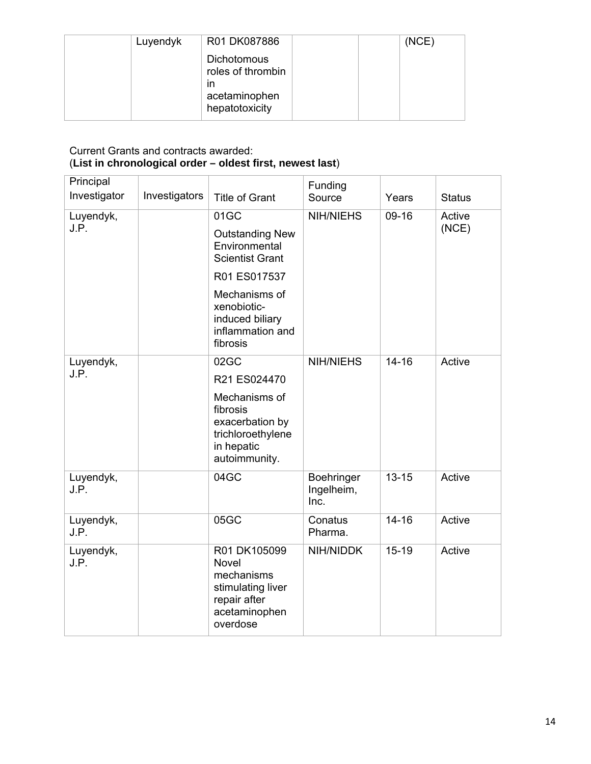| | Luyendyk | R01 DK087886<br>Dichotomous roles of thrombin in acetaminophen hepatotoxicity | | | (NCE) |
|---|---|---|---|---|---|

Current Grants and contracts awarded:
(**List in chronological order – oldest first, newest last**)

| Principal Investigator | Investigators | Title of Grant | Funding Source | Years | Status |
|---|---|---|---|---|---|
| Luyendyk, J.P. | | 01GC<br>Outstanding New Environmental Scientist Grant<br>R01 ES017537<br>Mechanisms of xenobiotic-induced biliary inflammation and fibrosis | NIH/NIEHS | 09-16 | Active (NCE) |
| Luyendyk, J.P. | | 02GC<br>R21 ES024470<br>Mechanisms of fibrosis exacerbation by trichloroethylene in hepatic autoimmunity. | NIH/NIEHS | 14-16 | Active |
| Luyendyk, J.P. | | 04GC | Boehringer Ingelheim, Inc. | 13-15 | Active |
| Luyendyk, J.P. | | 05GC | Conatus Pharma. | 14-16 | Active |
| Luyendyk, J.P. | | R01 DK105099 Novel mechanisms stimulating liver repair after acetaminophen overdose | NIH/NIDDK | 15-19 | Active |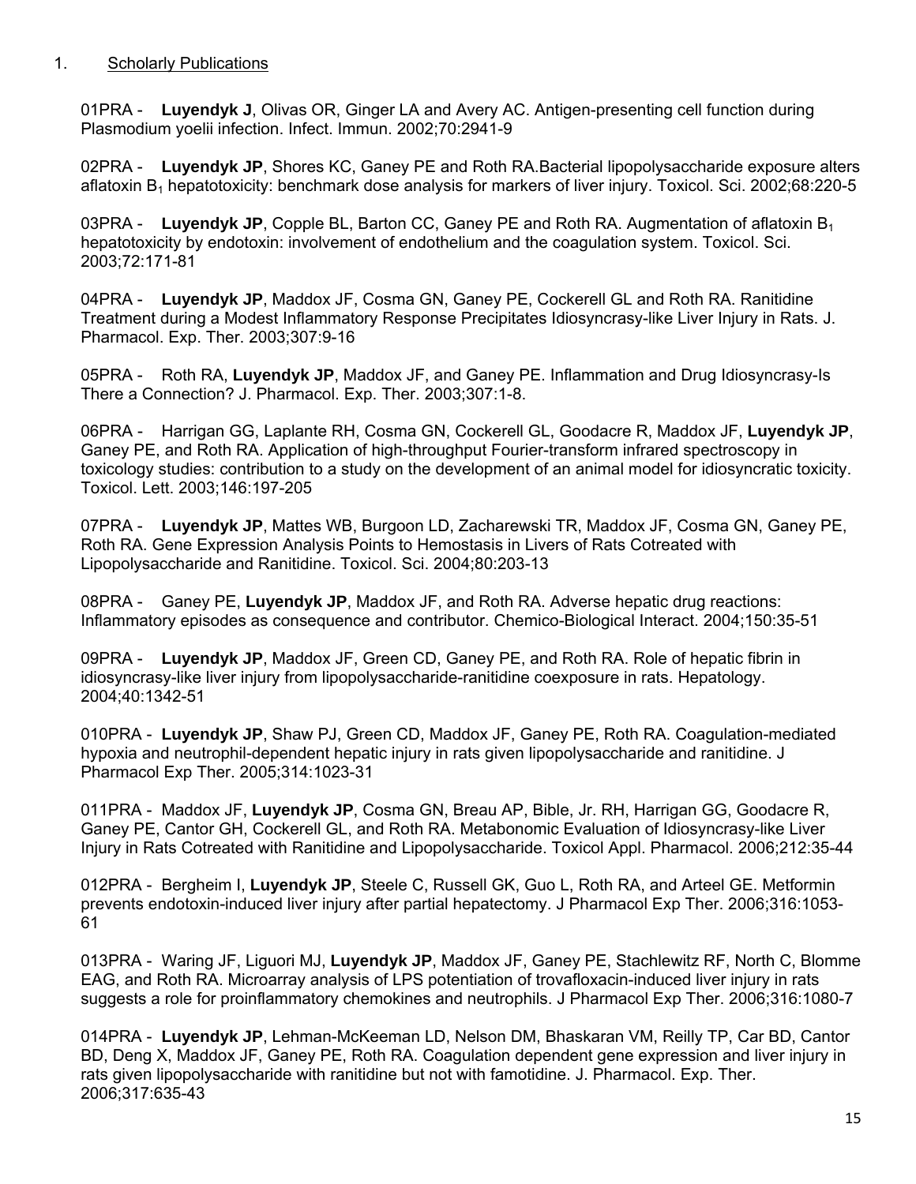1. <u>Scholarly Publications</u>

01PRA - **Luyendyk J**, Olivas OR, Ginger LA and Avery AC. Antigen-presenting cell function during Plasmodium yoelii infection. Infect. Immun. 2002;70:2941-9

02PRA - **Luyendyk JP**, Shores KC, Ganey PE and Roth RA.Bacterial lipopolysaccharide exposure alters aflatoxin $B_1$ hepatotoxicity: benchmark dose analysis for markers of liver injury. Toxicol. Sci. 2002;68:220-5

03PRA - **Luyendyk JP**, Copple BL, Barton CC, Ganey PE and Roth RA. Augmentation of aflatoxin $B_1$ hepatotoxicity by endotoxin: involvement of endothelium and the coagulation system. Toxicol. Sci. 2003;72:171-81

04PRA - **Luyendyk JP**, Maddox JF, Cosma GN, Ganey PE, Cockerell GL and Roth RA. Ranitidine Treatment during a Modest Inflammatory Response Precipitates Idiosyncrasy-like Liver Injury in Rats. J. Pharmacol. Exp. Ther. 2003;307:9-16

05PRA - Roth RA, **Luyendyk JP**, Maddox JF, and Ganey PE. Inflammation and Drug Idiosyncrasy-Is There a Connection? J. Pharmacol. Exp. Ther. 2003;307:1-8.

06PRA - Harrigan GG, Laplante RH, Cosma GN, Cockerell GL, Goodacre R, Maddox JF, **Luyendyk JP**, Ganey PE, and Roth RA. Application of high-throughput Fourier-transform infrared spectroscopy in toxicology studies: contribution to a study on the development of an animal model for idiosyncratic toxicity. Toxicol. Lett. 2003;146:197-205

07PRA - **Luyendyk JP**, Mattes WB, Burgoon LD, Zacharewski TR, Maddox JF, Cosma GN, Ganey PE, Roth RA. Gene Expression Analysis Points to Hemostasis in Livers of Rats Cotreated with Lipopolysaccharide and Ranitidine. Toxicol. Sci. 2004;80:203-13

08PRA - Ganey PE, **Luyendyk JP**, Maddox JF, and Roth RA. Adverse hepatic drug reactions: Inflammatory episodes as consequence and contributor. Chemico-Biological Interact. 2004;150:35-51

09PRA - **Luyendyk JP**, Maddox JF, Green CD, Ganey PE, and Roth RA. Role of hepatic fibrin in idiosyncrasy-like liver injury from lipopolysaccharide-ranitidine coexposure in rats. Hepatology. 2004;40:1342-51

010PRA - **Luyendyk JP**, Shaw PJ, Green CD, Maddox JF, Ganey PE, Roth RA. Coagulation-mediated hypoxia and neutrophil-dependent hepatic injury in rats given lipopolysaccharide and ranitidine. J Pharmacol Exp Ther. 2005;314:1023-31

011PRA - Maddox JF, **Luyendyk JP**, Cosma GN, Breau AP, Bible, Jr. RH, Harrigan GG, Goodacre R, Ganey PE, Cantor GH, Cockerell GL, and Roth RA. Metabonomic Evaluation of Idiosyncrasy-like Liver Injury in Rats Cotreated with Ranitidine and Lipopolysaccharide. Toxicol Appl. Pharmacol. 2006;212:35-44

012PRA - Bergheim I, **Luyendyk JP**, Steele C, Russell GK, Guo L, Roth RA, and Arteel GE. Metformin prevents endotoxin-induced liver injury after partial hepatectomy. J Pharmacol Exp Ther. 2006;316:1053-61

013PRA - Waring JF, Liguori MJ, **Luyendyk JP**, Maddox JF, Ganey PE, Stachlewitz RF, North C, Blomme EAG, and Roth RA. Microarray analysis of LPS potentiation of trovafloxacin-induced liver injury in rats suggests a role for proinflammatory chemokines and neutrophils. J Pharmacol Exp Ther. 2006;316:1080-7

014PRA - **Luyendyk JP**, Lehman-McKeeman LD, Nelson DM, Bhaskaran VM, Reilly TP, Car BD, Cantor BD, Deng X, Maddox JF, Ganey PE, Roth RA. Coagulation dependent gene expression and liver injury in rats given lipopolysaccharide with ranitidine but not with famotidine. J. Pharmacol. Exp. Ther. 2006;317:635-43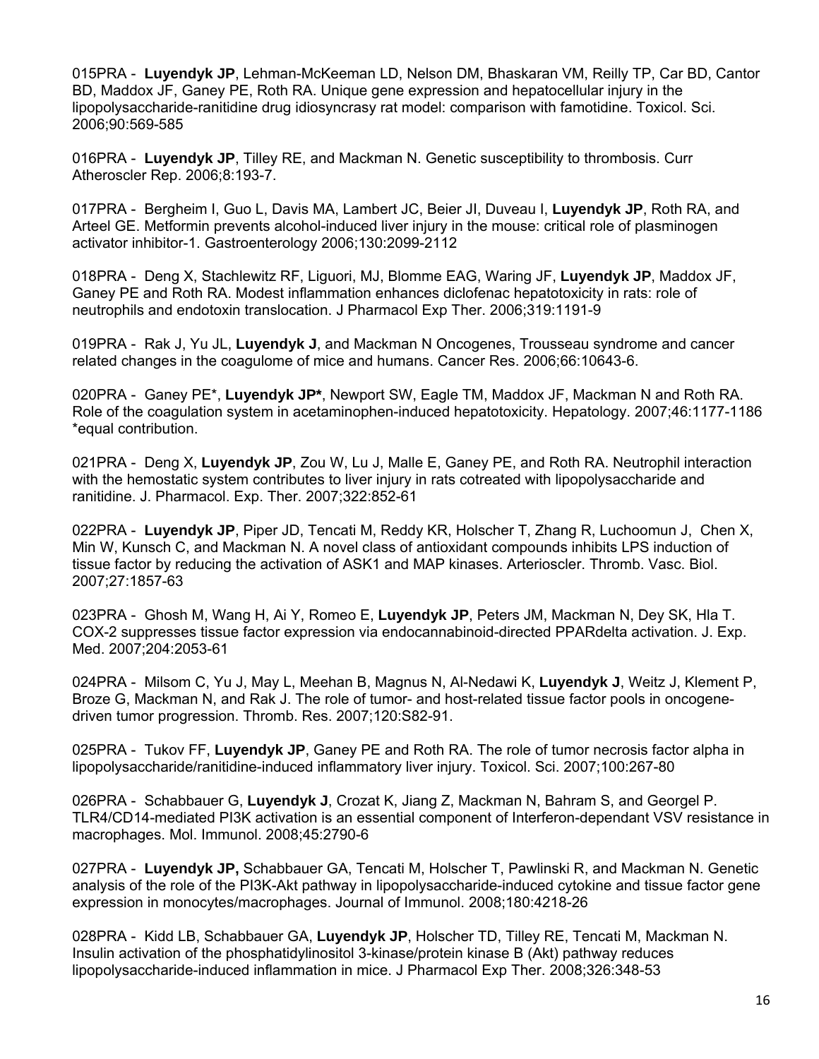015PRA - **Luyendyk JP**, Lehman-McKeeman LD, Nelson DM, Bhaskaran VM, Reilly TP, Car BD, Cantor BD, Maddox JF, Ganey PE, Roth RA. Unique gene expression and hepatocellular injury in the lipopolysaccharide-ranitidine drug idiosyncrasy rat model: comparison with famotidine. Toxicol. Sci. 2006;90:569-585

016PRA - **Luyendyk JP**, Tilley RE, and Mackman N. Genetic susceptibility to thrombosis. Curr Atheroscler Rep. 2006;8:193-7.

017PRA - Bergheim I, Guo L, Davis MA, Lambert JC, Beier JI, Duveau I, **Luyendyk JP**, Roth RA, and Arteel GE. Metformin prevents alcohol-induced liver injury in the mouse: critical role of plasminogen activator inhibitor-1. Gastroenterology 2006;130:2099-2112

018PRA - Deng X, Stachlewitz RF, Liguori, MJ, Blomme EAG, Waring JF, **Luyendyk JP**, Maddox JF, Ganey PE and Roth RA. Modest inflammation enhances diclofenac hepatotoxicity in rats: role of neutrophils and endotoxin translocation. J Pharmacol Exp Ther. 2006;319:1191-9

019PRA - Rak J, Yu JL, **Luyendyk J**, and Mackman N Oncogenes, Trousseau syndrome and cancer related changes in the coagulome of mice and humans. Cancer Res. 2006;66:10643-6.

020PRA - Ganey PE*, **Luyendyk JP***, Newport SW, Eagle TM, Maddox JF, Mackman N and Roth RA. Role of the coagulation system in acetaminophen-induced hepatotoxicity. Hepatology. 2007;46:1177-1186 *equal contribution.

021PRA - Deng X, **Luyendyk JP**, Zou W, Lu J, Malle E, Ganey PE, and Roth RA. Neutrophil interaction with the hemostatic system contributes to liver injury in rats cotreated with lipopolysaccharide and ranitidine. J. Pharmacol. Exp. Ther. 2007;322:852-61

022PRA - **Luyendyk JP**, Piper JD, Tencati M, Reddy KR, Holscher T, Zhang R, Luchoomun J, Chen X, Min W, Kunsch C, and Mackman N. A novel class of antioxidant compounds inhibits LPS induction of tissue factor by reducing the activation of ASK1 and MAP kinases. Arterioscler. Thromb. Vasc. Biol. 2007;27:1857-63

023PRA - Ghosh M, Wang H, Ai Y, Romeo E, **Luyendyk JP**, Peters JM, Mackman N, Dey SK, Hla T. COX-2 suppresses tissue factor expression via endocannabinoid-directed PPARdelta activation. J. Exp. Med. 2007;204:2053-61

024PRA - Milsom C, Yu J, May L, Meehan B, Magnus N, Al-Nedawi K, **Luyendyk J**, Weitz J, Klement P, Broze G, Mackman N, and Rak J. The role of tumor- and host-related tissue factor pools in oncogene-driven tumor progression. Thromb. Res. 2007;120:S82-91.

025PRA - Tukov FF, **Luyendyk JP**, Ganey PE and Roth RA. The role of tumor necrosis factor alpha in lipopolysaccharide/ranitidine-induced inflammatory liver injury. Toxicol. Sci. 2007;100:267-80

026PRA - Schabbauer G, **Luyendyk J**, Crozat K, Jiang Z, Mackman N, Bahram S, and Georgel P. TLR4/CD14-mediated PI3K activation is an essential component of Interferon-dependant VSV resistance in macrophages. Mol. Immunol. 2008;45:2790-6

027PRA - **Luyendyk JP,** Schabbauer GA, Tencati M, Holscher T, Pawlinski R, and Mackman N. Genetic analysis of the role of the PI3K-Akt pathway in lipopolysaccharide-induced cytokine and tissue factor gene expression in monocytes/macrophages. Journal of Immunol. 2008;180:4218-26

028PRA - Kidd LB, Schabbauer GA, **Luyendyk JP**, Holscher TD, Tilley RE, Tencati M, Mackman N. Insulin activation of the phosphatidylinositol 3-kinase/protein kinase B (Akt) pathway reduces lipopolysaccharide-induced inflammation in mice. J Pharmacol Exp Ther. 2008;326:348-53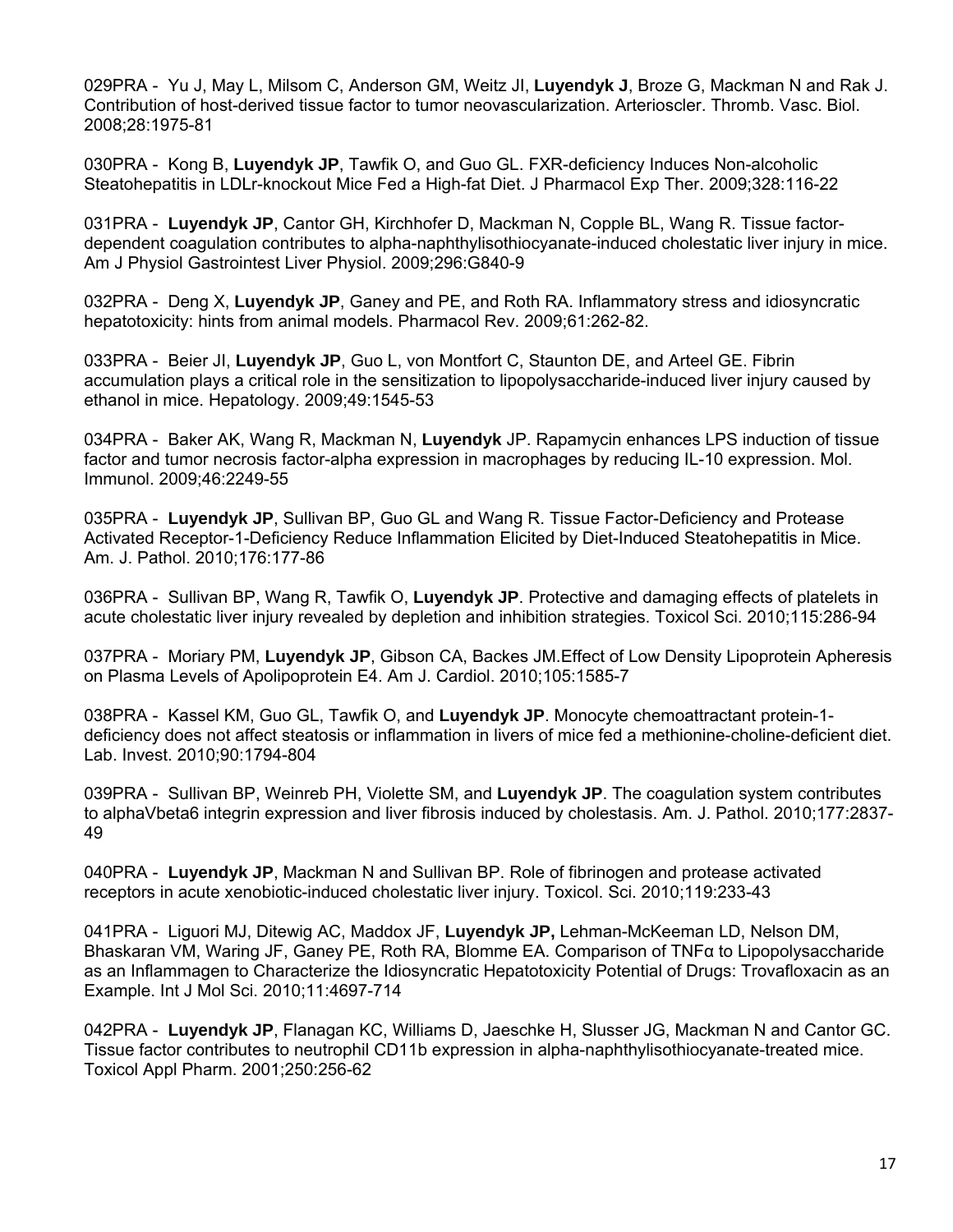029PRA - Yu J, May L, Milsom C, Anderson GM, Weitz JI, **Luyendyk J**, Broze G, Mackman N and Rak J. Contribution of host-derived tissue factor to tumor neovascularization. Arterioscler. Thromb. Vasc. Biol. 2008;28:1975-81

030PRA - Kong B, **Luyendyk JP**, Tawfik O, and Guo GL. FXR-deficiency Induces Non-alcoholic Steatohepatitis in LDLr-knockout Mice Fed a High-fat Diet. J Pharmacol Exp Ther. 2009;328:116-22

031PRA - **Luyendyk JP**, Cantor GH, Kirchhofer D, Mackman N, Copple BL, Wang R. Tissue factor-dependent coagulation contributes to alpha-naphthylisothiocyanate-induced cholestatic liver injury in mice. Am J Physiol Gastrointest Liver Physiol. 2009;296:G840-9

032PRA - Deng X, **Luyendyk JP**, Ganey and PE, and Roth RA. Inflammatory stress and idiosyncratic hepatotoxicity: hints from animal models. Pharmacol Rev. 2009;61:262-82.

033PRA - Beier JI, **Luyendyk JP**, Guo L, von Montfort C, Staunton DE, and Arteel GE. Fibrin accumulation plays a critical role in the sensitization to lipopolysaccharide-induced liver injury caused by ethanol in mice. Hepatology. 2009;49:1545-53

034PRA - Baker AK, Wang R, Mackman N, **Luyendyk** JP. Rapamycin enhances LPS induction of tissue factor and tumor necrosis factor-alpha expression in macrophages by reducing IL-10 expression. Mol. Immunol. 2009;46:2249-55

035PRA - **Luyendyk JP**, Sullivan BP, Guo GL and Wang R. Tissue Factor-Deficiency and Protease Activated Receptor-1-Deficiency Reduce Inflammation Elicited by Diet-Induced Steatohepatitis in Mice. Am. J. Pathol. 2010;176:177-86

036PRA - Sullivan BP, Wang R, Tawfik O, **Luyendyk JP**. Protective and damaging effects of platelets in acute cholestatic liver injury revealed by depletion and inhibition strategies. Toxicol Sci. 2010;115:286-94

037PRA - Moriary PM, **Luyendyk JP**, Gibson CA, Backes JM.Effect of Low Density Lipoprotein Apheresis on Plasma Levels of Apolipoprotein E4. Am J. Cardiol. 2010;105:1585-7

038PRA - Kassel KM, Guo GL, Tawfik O, and **Luyendyk JP**. Monocyte chemoattractant protein-1-deficiency does not affect steatosis or inflammation in livers of mice fed a methionine-choline-deficient diet. Lab. Invest. 2010;90:1794-804

039PRA - Sullivan BP, Weinreb PH, Violette SM, and **Luyendyk JP**. The coagulation system contributes to alphaVbeta6 integrin expression and liver fibrosis induced by cholestasis. Am. J. Pathol. 2010;177:2837-49

040PRA - **Luyendyk JP**, Mackman N and Sullivan BP. Role of fibrinogen and protease activated receptors in acute xenobiotic-induced cholestatic liver injury. Toxicol. Sci. 2010;119:233-43

041PRA - Liguori MJ, Ditewig AC, Maddox JF, **Luyendyk JP,** Lehman-McKeeman LD, Nelson DM, Bhaskaran VM, Waring JF, Ganey PE, Roth RA, Blomme EA. Comparison of TNFα to Lipopolysaccharide as an Inflammagen to Characterize the Idiosyncratic Hepatotoxicity Potential of Drugs: Trovafloxacin as an Example. Int J Mol Sci. 2010;11:4697-714

042PRA - **Luyendyk JP**, Flanagan KC, Williams D, Jaeschke H, Slusser JG, Mackman N and Cantor GC. Tissue factor contributes to neutrophil CD11b expression in alpha-naphthylisothiocyanate-treated mice. Toxicol Appl Pharm. 2001;250:256-62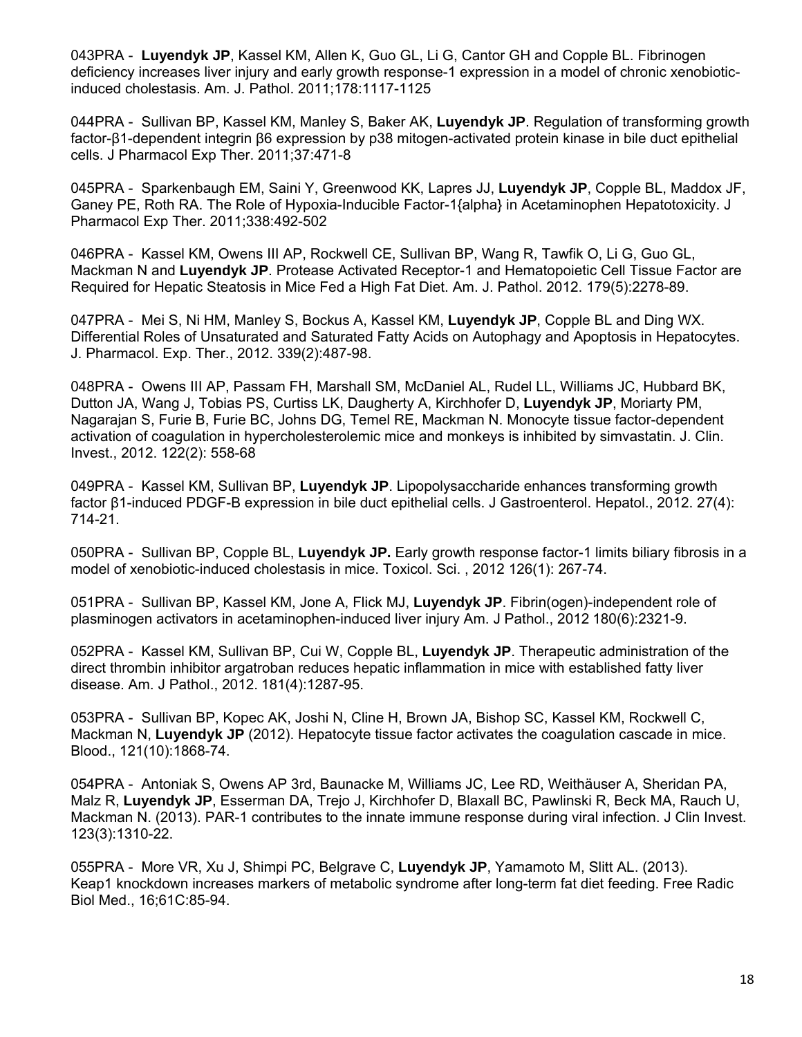043PRA - **Luyendyk JP**, Kassel KM, Allen K, Guo GL, Li G, Cantor GH and Copple BL. Fibrinogen deficiency increases liver injury and early growth response-1 expression in a model of chronic xenobiotic-induced cholestasis. Am. J. Pathol. 2011;178:1117-1125

044PRA - Sullivan BP, Kassel KM, Manley S, Baker AK, **Luyendyk JP**. Regulation of transforming growth factor-β1-dependent integrin β6 expression by p38 mitogen-activated protein kinase in bile duct epithelial cells. J Pharmacol Exp Ther. 2011;37:471-8

045PRA - Sparkenbaugh EM, Saini Y, Greenwood KK, Lapres JJ, **Luyendyk JP**, Copple BL, Maddox JF, Ganey PE, Roth RA. The Role of Hypoxia-Inducible Factor-1{alpha} in Acetaminophen Hepatotoxicity. J Pharmacol Exp Ther. 2011;338:492-502

046PRA - Kassel KM, Owens III AP, Rockwell CE, Sullivan BP, Wang R, Tawfik O, Li G, Guo GL, Mackman N and **Luyendyk JP**. Protease Activated Receptor-1 and Hematopoietic Cell Tissue Factor are Required for Hepatic Steatosis in Mice Fed a High Fat Diet. Am. J. Pathol. 2012. 179(5):2278-89.

047PRA - Mei S, Ni HM, Manley S, Bockus A, Kassel KM, **Luyendyk JP**, Copple BL and Ding WX. Differential Roles of Unsaturated and Saturated Fatty Acids on Autophagy and Apoptosis in Hepatocytes. J. Pharmacol. Exp. Ther., 2012. 339(2):487-98.

048PRA - Owens III AP, Passam FH, Marshall SM, McDaniel AL, Rudel LL, Williams JC, Hubbard BK, Dutton JA, Wang J, Tobias PS, Curtiss LK, Daugherty A, Kirchhofer D, **Luyendyk JP**, Moriarty PM, Nagarajan S, Furie B, Furie BC, Johns DG, Temel RE, Mackman N. Monocyte tissue factor-dependent activation of coagulation in hypercholesterolemic mice and monkeys is inhibited by simvastatin. J. Clin. Invest., 2012. 122(2): 558-68

049PRA - Kassel KM, Sullivan BP, **Luyendyk JP**. Lipopolysaccharide enhances transforming growth factor β1-induced PDGF-B expression in bile duct epithelial cells. J Gastroenterol. Hepatol., 2012. 27(4): 714-21.

050PRA - Sullivan BP, Copple BL, **Luyendyk JP.** Early growth response factor-1 limits biliary fibrosis in a model of xenobiotic-induced cholestasis in mice. Toxicol. Sci. , 2012 126(1): 267-74.

051PRA - Sullivan BP, Kassel KM, Jone A, Flick MJ, **Luyendyk JP**. Fibrin(ogen)-independent role of plasminogen activators in acetaminophen-induced liver injury Am. J Pathol., 2012 180(6):2321-9.

052PRA - Kassel KM, Sullivan BP, Cui W, Copple BL, **Luyendyk JP**. Therapeutic administration of the direct thrombin inhibitor argatroban reduces hepatic inflammation in mice with established fatty liver disease. Am. J Pathol., 2012. 181(4):1287-95.

053PRA - Sullivan BP, Kopec AK, Joshi N, Cline H, Brown JA, Bishop SC, Kassel KM, Rockwell C, Mackman N, **Luyendyk JP** (2012). Hepatocyte tissue factor activates the coagulation cascade in mice. Blood., 121(10):1868-74.

054PRA - Antoniak S, Owens AP 3rd, Baunacke M, Williams JC, Lee RD, Weithäuser A, Sheridan PA, Malz R, **Luyendyk JP**, Esserman DA, Trejo J, Kirchhofer D, Blaxall BC, Pawlinski R, Beck MA, Rauch U, Mackman N. (2013). PAR-1 contributes to the innate immune response during viral infection. J Clin Invest. 123(3):1310-22.

055PRA - More VR, Xu J, Shimpi PC, Belgrave C, **Luyendyk JP**, Yamamoto M, Slitt AL. (2013). Keap1 knockdown increases markers of metabolic syndrome after long-term fat diet feeding. Free Radic Biol Med., 16;61C:85-94.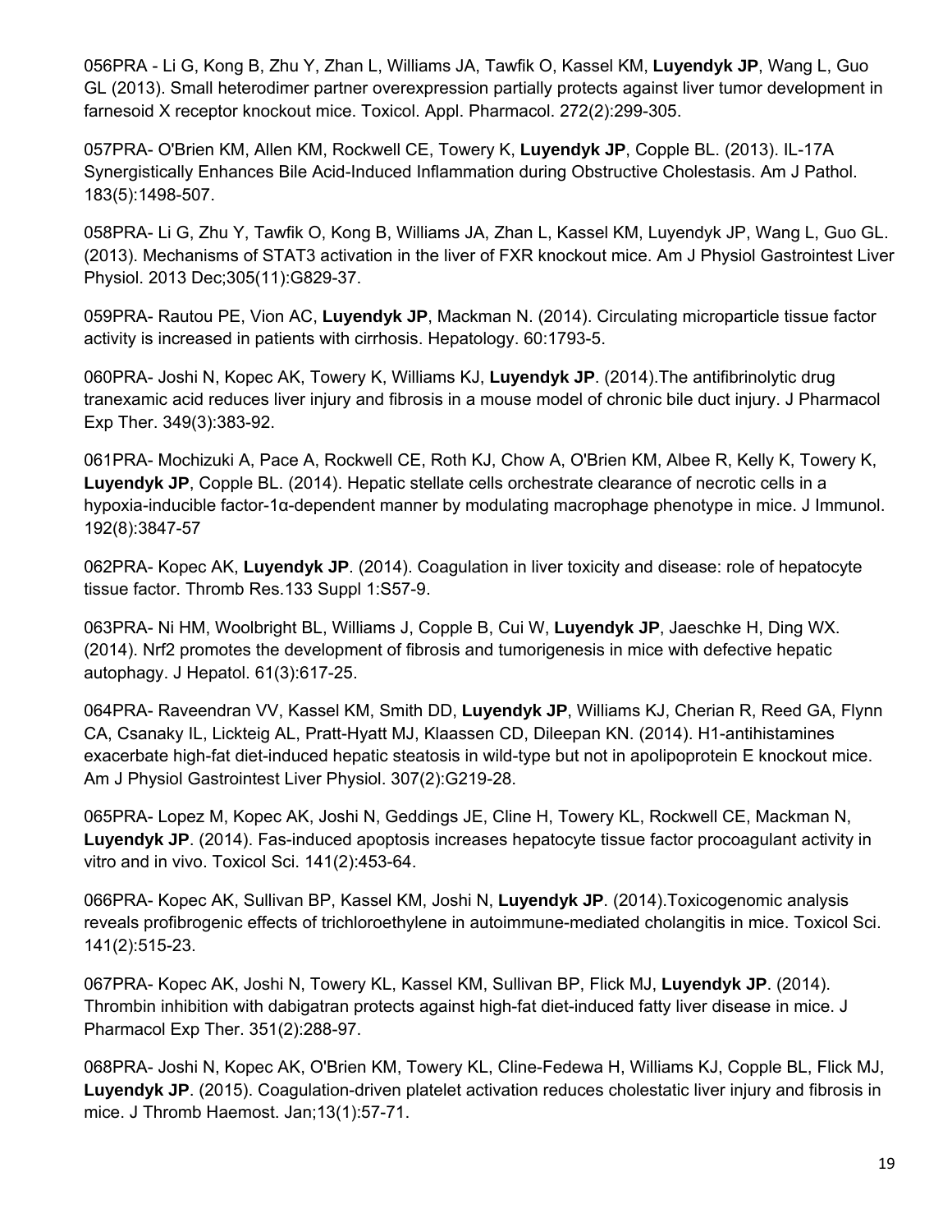056PRA - Li G, Kong B, Zhu Y, Zhan L, Williams JA, Tawfik O, Kassel KM, **Luyendyk JP**, Wang L, Guo GL (2013). Small heterodimer partner overexpression partially protects against liver tumor development in farnesoid X receptor knockout mice. Toxicol. Appl. Pharmacol. 272(2):299-305.

057PRA- O'Brien KM, Allen KM, Rockwell CE, Towery K, **Luyendyk JP**, Copple BL. (2013). IL-17A Synergistically Enhances Bile Acid-Induced Inflammation during Obstructive Cholestasis. Am J Pathol. 183(5):1498-507.

058PRA- Li G, Zhu Y, Tawfik O, Kong B, Williams JA, Zhan L, Kassel KM, Luyendyk JP, Wang L, Guo GL. (2013). Mechanisms of STAT3 activation in the liver of FXR knockout mice. Am J Physiol Gastrointest Liver Physiol. 2013 Dec;305(11):G829-37.

059PRA- Rautou PE, Vion AC, **Luyendyk JP**, Mackman N. (2014). Circulating microparticle tissue factor activity is increased in patients with cirrhosis. Hepatology. 60:1793-5.

060PRA- Joshi N, Kopec AK, Towery K, Williams KJ, **Luyendyk JP**. (2014).The antifibrinolytic drug tranexamic acid reduces liver injury and fibrosis in a mouse model of chronic bile duct injury. J Pharmacol Exp Ther. 349(3):383-92.

061PRA- Mochizuki A, Pace A, Rockwell CE, Roth KJ, Chow A, O'Brien KM, Albee R, Kelly K, Towery K, **Luyendyk JP**, Copple BL. (2014). Hepatic stellate cells orchestrate clearance of necrotic cells in a hypoxia-inducible factor-1α-dependent manner by modulating macrophage phenotype in mice. J Immunol. 192(8):3847-57

062PRA- Kopec AK, **Luyendyk JP**. (2014). Coagulation in liver toxicity and disease: role of hepatocyte tissue factor. Thromb Res.133 Suppl 1:S57-9.

063PRA- Ni HM, Woolbright BL, Williams J, Copple B, Cui W, **Luyendyk JP**, Jaeschke H, Ding WX. (2014). Nrf2 promotes the development of fibrosis and tumorigenesis in mice with defective hepatic autophagy. J Hepatol. 61(3):617-25.

064PRA- Raveendran VV, Kassel KM, Smith DD, **Luyendyk JP**, Williams KJ, Cherian R, Reed GA, Flynn CA, Csanaky IL, Lickteig AL, Pratt-Hyatt MJ, Klaassen CD, Dileepan KN. (2014). H1-antihistamines exacerbate high-fat diet-induced hepatic steatosis in wild-type but not in apolipoprotein E knockout mice. Am J Physiol Gastrointest Liver Physiol. 307(2):G219-28.

065PRA- Lopez M, Kopec AK, Joshi N, Geddings JE, Cline H, Towery KL, Rockwell CE, Mackman N, **Luyendyk JP**. (2014). Fas-induced apoptosis increases hepatocyte tissue factor procoagulant activity in vitro and in vivo. Toxicol Sci. 141(2):453-64.

066PRA- Kopec AK, Sullivan BP, Kassel KM, Joshi N, **Luyendyk JP**. (2014).Toxicogenomic analysis reveals profibrogenic effects of trichloroethylene in autoimmune-mediated cholangitis in mice. Toxicol Sci. 141(2):515-23.

067PRA- Kopec AK, Joshi N, Towery KL, Kassel KM, Sullivan BP, Flick MJ, **Luyendyk JP**. (2014). Thrombin inhibition with dabigatran protects against high-fat diet-induced fatty liver disease in mice. J Pharmacol Exp Ther. 351(2):288-97.

068PRA- Joshi N, Kopec AK, O'Brien KM, Towery KL, Cline-Fedewa H, Williams KJ, Copple BL, Flick MJ, **Luyendyk JP**. (2015). Coagulation-driven platelet activation reduces cholestatic liver injury and fibrosis in mice. J Thromb Haemost. Jan;13(1):57-71.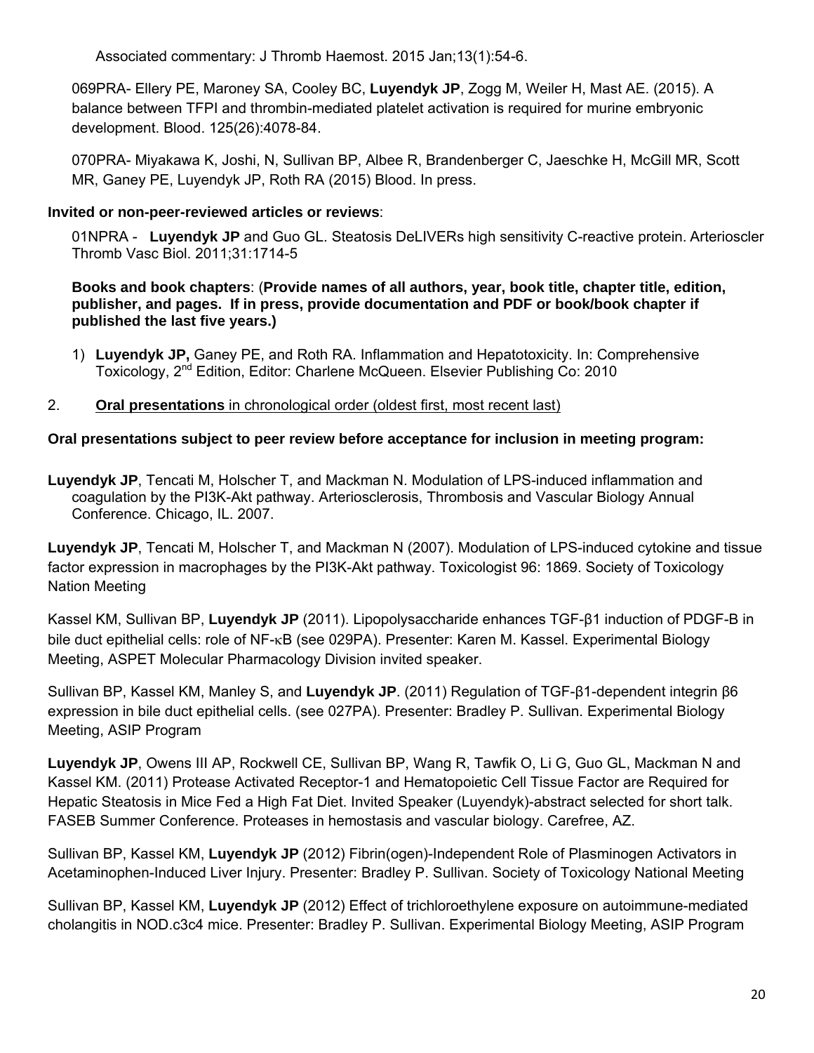Associated commentary: J Thromb Haemost. 2015 Jan;13(1):54-6.

069PRA- Ellery PE, Maroney SA, Cooley BC, **Luyendyk JP**, Zogg M, Weiler H, Mast AE. (2015). A balance between TFPI and thrombin-mediated platelet activation is required for murine embryonic development. Blood. 125(26):4078-84.

070PRA- Miyakawa K, Joshi, N, Sullivan BP, Albee R, Brandenberger C, Jaeschke H, McGill MR, Scott MR, Ganey PE, Luyendyk JP, Roth RA (2015) Blood. In press.

**Invited or non-peer-reviewed articles or reviews**:

01NPRA - **Luyendyk JP** and Guo GL. Steatosis DeLIVERs high sensitivity C-reactive protein. Arterioscler Thromb Vasc Biol. 2011;31:1714-5

**Books and book chapters**: (**Provide names of all authors, year, book title, chapter title, edition, publisher, and pages. If in press, provide documentation and PDF or book/book chapter if published the last five years.)**

1) **Luyendyk JP,** Ganey PE, and Roth RA. Inflammation and Hepatotoxicity. In: Comprehensive Toxicology, 2nd Edition, Editor: Charlene McQueen. Elsevier Publishing Co: 2010

2. **Oral presentations** in chronological order (oldest first, most recent last)

**Oral presentations subject to peer review before acceptance for inclusion in meeting program:**

**Luyendyk JP**, Tencati M, Holscher T, and Mackman N. Modulation of LPS-induced inflammation and coagulation by the PI3K-Akt pathway. Arteriosclerosis, Thrombosis and Vascular Biology Annual Conference. Chicago, IL. 2007.

**Luyendyk JP**, Tencati M, Holscher T, and Mackman N (2007). Modulation of LPS-induced cytokine and tissue factor expression in macrophages by the PI3K-Akt pathway. Toxicologist 96: 1869. Society of Toxicology Nation Meeting

Kassel KM, Sullivan BP, **Luyendyk JP** (2011). Lipopolysaccharide enhances TGF-β1 induction of PDGF-B in bile duct epithelial cells: role of NF-κB (see 029PA). Presenter: Karen M. Kassel. Experimental Biology Meeting, ASPET Molecular Pharmacology Division invited speaker.

Sullivan BP, Kassel KM, Manley S, and **Luyendyk JP**. (2011) Regulation of TGF-β1-dependent integrin β6 expression in bile duct epithelial cells. (see 027PA). Presenter: Bradley P. Sullivan. Experimental Biology Meeting, ASIP Program

**Luyendyk JP**, Owens III AP, Rockwell CE, Sullivan BP, Wang R, Tawfik O, Li G, Guo GL, Mackman N and Kassel KM. (2011) Protease Activated Receptor-1 and Hematopoietic Cell Tissue Factor are Required for Hepatic Steatosis in Mice Fed a High Fat Diet. Invited Speaker (Luyendyk)-abstract selected for short talk. FASEB Summer Conference. Proteases in hemostasis and vascular biology. Carefree, AZ.

Sullivan BP, Kassel KM, **Luyendyk JP** (2012) Fibrin(ogen)-Independent Role of Plasminogen Activators in Acetaminophen-Induced Liver Injury. Presenter: Bradley P. Sullivan. Society of Toxicology National Meeting

Sullivan BP, Kassel KM, **Luyendyk JP** (2012) Effect of trichloroethylene exposure on autoimmune-mediated cholangitis in NOD.c3c4 mice. Presenter: Bradley P. Sullivan. Experimental Biology Meeting, ASIP Program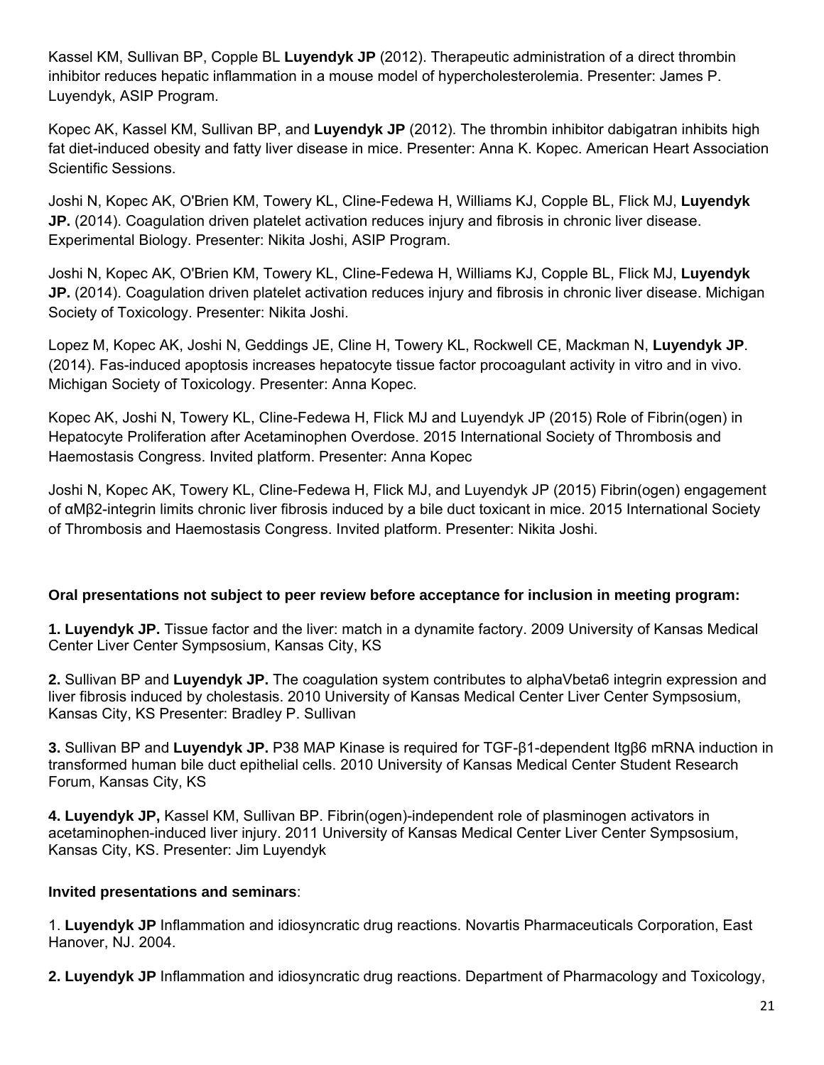Kassel KM, Sullivan BP, Copple BL **Luyendyk JP** (2012). Therapeutic administration of a direct thrombin inhibitor reduces hepatic inflammation in a mouse model of hypercholesterolemia. Presenter: James P. Luyendyk, ASIP Program.

Kopec AK, Kassel KM, Sullivan BP, and **Luyendyk JP** (2012). The thrombin inhibitor dabigatran inhibits high fat diet-induced obesity and fatty liver disease in mice. Presenter: Anna K. Kopec. American Heart Association Scientific Sessions.

Joshi N, Kopec AK, O'Brien KM, Towery KL, Cline-Fedewa H, Williams KJ, Copple BL, Flick MJ, **Luyendyk JP.** (2014). Coagulation driven platelet activation reduces injury and fibrosis in chronic liver disease. Experimental Biology. Presenter: Nikita Joshi, ASIP Program.

Joshi N, Kopec AK, O'Brien KM, Towery KL, Cline-Fedewa H, Williams KJ, Copple BL, Flick MJ, **Luyendyk JP.** (2014). Coagulation driven platelet activation reduces injury and fibrosis in chronic liver disease. Michigan Society of Toxicology. Presenter: Nikita Joshi.

Lopez M, Kopec AK, Joshi N, Geddings JE, Cline H, Towery KL, Rockwell CE, Mackman N, **Luyendyk JP**. (2014). Fas-induced apoptosis increases hepatocyte tissue factor procoagulant activity in vitro and in vivo. Michigan Society of Toxicology. Presenter: Anna Kopec.

Kopec AK, Joshi N, Towery KL, Cline-Fedewa H, Flick MJ and Luyendyk JP (2015) Role of Fibrin(ogen) in Hepatocyte Proliferation after Acetaminophen Overdose. 2015 International Society of Thrombosis and Haemostasis Congress. Invited platform. Presenter: Anna Kopec

Joshi N, Kopec AK, Towery KL, Cline-Fedewa H, Flick MJ, and Luyendyk JP (2015) Fibrin(ogen) engagement of αMβ2-integrin limits chronic liver fibrosis induced by a bile duct toxicant in mice. 2015 International Society of Thrombosis and Haemostasis Congress. Invited platform. Presenter: Nikita Joshi.

**Oral presentations not subject to peer review before acceptance for inclusion in meeting program:**

**1. Luyendyk JP.** Tissue factor and the liver: match in a dynamite factory. 2009 University of Kansas Medical Center Liver Center Sympsosium, Kansas City, KS

**2.** Sullivan BP and **Luyendyk JP.** The coagulation system contributes to alphaVbeta6 integrin expression and liver fibrosis induced by cholestasis. 2010 University of Kansas Medical Center Liver Center Sympsosium, Kansas City, KS Presenter: Bradley P. Sullivan

**3.** Sullivan BP and **Luyendyk JP.** P38 MAP Kinase is required for TGF-β1-dependent Itgβ6 mRNA induction in transformed human bile duct epithelial cells. 2010 University of Kansas Medical Center Student Research Forum, Kansas City, KS

**4. Luyendyk JP,** Kassel KM, Sullivan BP. Fibrin(ogen)-independent role of plasminogen activators in acetaminophen-induced liver injury. 2011 University of Kansas Medical Center Liver Center Sympsosium, Kansas City, KS. Presenter: Jim Luyendyk

**Invited presentations and seminars**:

1. **Luyendyk JP** Inflammation and idiosyncratic drug reactions. Novartis Pharmaceuticals Corporation, East Hanover, NJ. 2004.

**2. Luyendyk JP** Inflammation and idiosyncratic drug reactions. Department of Pharmacology and Toxicology,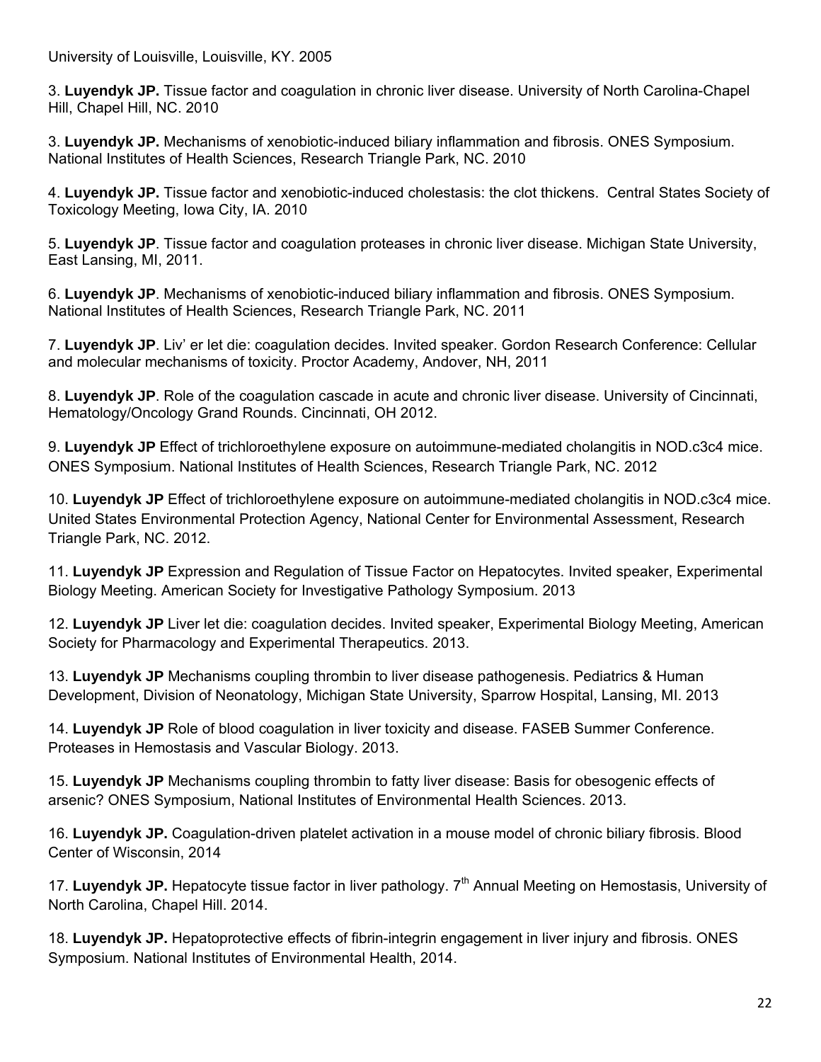University of Louisville, Louisville, KY. 2005

3. **Luyendyk JP.** Tissue factor and coagulation in chronic liver disease. University of North Carolina-Chapel Hill, Chapel Hill, NC. 2010

3. **Luyendyk JP.** Mechanisms of xenobiotic-induced biliary inflammation and fibrosis. ONES Symposium. National Institutes of Health Sciences, Research Triangle Park, NC. 2010

4. **Luyendyk JP.** Tissue factor and xenobiotic-induced cholestasis: the clot thickens. Central States Society of Toxicology Meeting, Iowa City, IA. 2010

5. **Luyendyk JP**. Tissue factor and coagulation proteases in chronic liver disease. Michigan State University, East Lansing, MI, 2011.

6. **Luyendyk JP**. Mechanisms of xenobiotic-induced biliary inflammation and fibrosis. ONES Symposium. National Institutes of Health Sciences, Research Triangle Park, NC. 2011

7. **Luyendyk JP**. Liv' er let die: coagulation decides. Invited speaker. Gordon Research Conference: Cellular and molecular mechanisms of toxicity. Proctor Academy, Andover, NH, 2011

8. **Luyendyk JP**. Role of the coagulation cascade in acute and chronic liver disease. University of Cincinnati, Hematology/Oncology Grand Rounds. Cincinnati, OH 2012.

9. **Luyendyk JP** Effect of trichloroethylene exposure on autoimmune-mediated cholangitis in NOD.c3c4 mice. ONES Symposium. National Institutes of Health Sciences, Research Triangle Park, NC. 2012

10. **Luyendyk JP** Effect of trichloroethylene exposure on autoimmune-mediated cholangitis in NOD.c3c4 mice. United States Environmental Protection Agency, National Center for Environmental Assessment, Research Triangle Park, NC. 2012.

11. **Luyendyk JP** Expression and Regulation of Tissue Factor on Hepatocytes. Invited speaker, Experimental Biology Meeting. American Society for Investigative Pathology Symposium. 2013

12. **Luyendyk JP** Liver let die: coagulation decides. Invited speaker, Experimental Biology Meeting, American Society for Pharmacology and Experimental Therapeutics. 2013.

13. **Luyendyk JP** Mechanisms coupling thrombin to liver disease pathogenesis. Pediatrics & Human Development, Division of Neonatology, Michigan State University, Sparrow Hospital, Lansing, MI. 2013

14. **Luyendyk JP** Role of blood coagulation in liver toxicity and disease. FASEB Summer Conference. Proteases in Hemostasis and Vascular Biology. 2013.

15. **Luyendyk JP** Mechanisms coupling thrombin to fatty liver disease: Basis for obesogenic effects of arsenic? ONES Symposium, National Institutes of Environmental Health Sciences. 2013.

16. **Luyendyk JP.** Coagulation-driven platelet activation in a mouse model of chronic biliary fibrosis. Blood Center of Wisconsin, 2014

17. **Luyendyk JP.** Hepatocyte tissue factor in liver pathology. 7th Annual Meeting on Hemostasis, University of North Carolina, Chapel Hill. 2014.

18. **Luyendyk JP.** Hepatoprotective effects of fibrin-integrin engagement in liver injury and fibrosis. ONES Symposium. National Institutes of Environmental Health, 2014.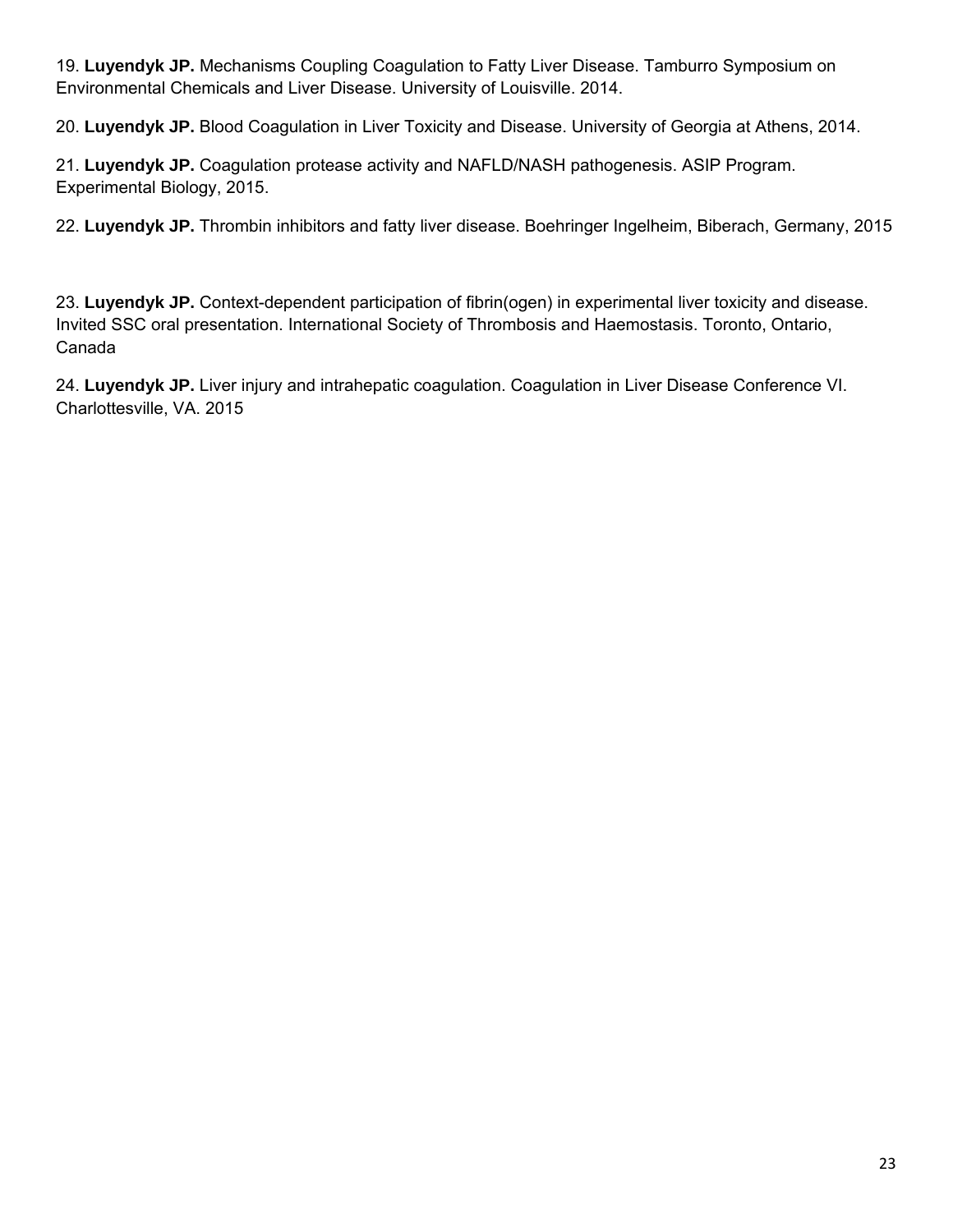19. **Luyendyk JP.** Mechanisms Coupling Coagulation to Fatty Liver Disease. Tamburro Symposium on Environmental Chemicals and Liver Disease. University of Louisville. 2014.

20. **Luyendyk JP.** Blood Coagulation in Liver Toxicity and Disease. University of Georgia at Athens, 2014.

21. **Luyendyk JP.** Coagulation protease activity and NAFLD/NASH pathogenesis. ASIP Program. Experimental Biology, 2015.

22. **Luyendyk JP.** Thrombin inhibitors and fatty liver disease. Boehringer Ingelheim, Biberach, Germany, 2015

23. **Luyendyk JP.** Context-dependent participation of fibrin(ogen) in experimental liver toxicity and disease. Invited SSC oral presentation. International Society of Thrombosis and Haemostasis. Toronto, Ontario, Canada

24. **Luyendyk JP.** Liver injury and intrahepatic coagulation. Coagulation in Liver Disease Conference VI. Charlottesville, VA. 2015